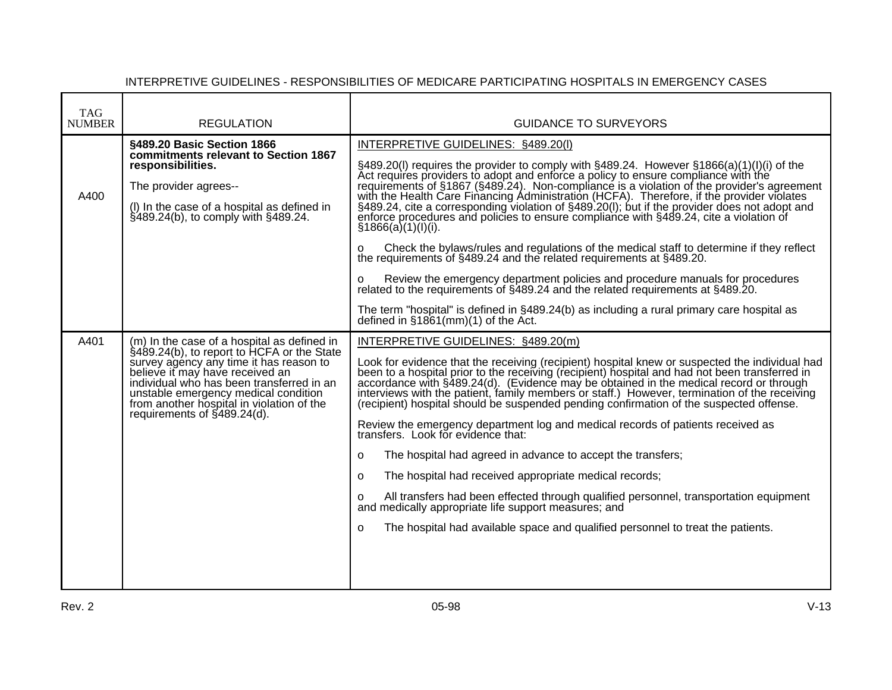INTERPRETIVE GUIDELINES - RESPONSIBILITIES OF MEDICARE PARTICIPATING HOSPITALS IN EMERGENCY CASES

| TAG NUMBER | REGULATION | GUIDANCE TO SURVEYORS |
|---|---|---|
| A400 | **§489.20 Basic Section 1866 commitments relevant to Section 1867 responsibilities.**<br><br>The provider agrees--<br><br>(l) In the case of a hospital as defined in §489.24(b), to comply with §489.24. | INTERPRETIVE GUIDELINES: §489.20(l)<br><br>§489.20(l) requires the provider to comply with §489.24. However §1866(a)(1)(I)(i) of the Act requires providers to adopt and enforce a policy to ensure compliance with the requirements of §1867 (§489.24). Non-compliance is a violation of the provider's agreement with the Health Care Financing Administration (HCFA). Therefore, if the provider violates §489.24, cite a corresponding violation of §489.20(l); but if the provider does not adopt and enforce procedures and policies to ensure compliance with §489.24, cite a violation of §1866(a)(1)(I)(i).<br><br>o Check the bylaws/rules and regulations of the medical staff to determine if they reflect the requirements of §489.24 and the related requirements at §489.20.<br><br>o Review the emergency department policies and procedure manuals for procedures related to the requirements of §489.24 and the related requirements at §489.20.<br><br>The term "hospital" is defined in §489.24(b) as including a rural primary care hospital as defined in §1861(mm)(1) of the Act. |
| A401 | (m) In the case of a hospital as defined in §489.24(b), to report to HCFA or the State survey agency any time it has reason to believe it may have received an individual who has been transferred in an unstable emergency medical condition from another hospital in violation of the requirements of §489.24(d). | INTERPRETIVE GUIDELINES: §489.20(m)<br><br>Look for evidence that the receiving (recipient) hospital knew or suspected the individual had been to a hospital prior to the receiving (recipient) hospital and had not been transferred in accordance with §489.24(d). (Evidence may be obtained in the medical record or through interviews with the patient, family members or staff.) However, termination of the receiving (recipient) hospital should be suspended pending confirmation of the suspected offense.<br><br>Review the emergency department log and medical records of patients received as transfers. Look for evidence that:<br><br>o The hospital had agreed in advance to accept the transfers;<br><br>o The hospital had received appropriate medical records;<br><br>o All transfers had been effected through qualified personnel, transportation equipment and medically appropriate life support measures; and<br><br>o The hospital had available space and qualified personnel to treat the patients. |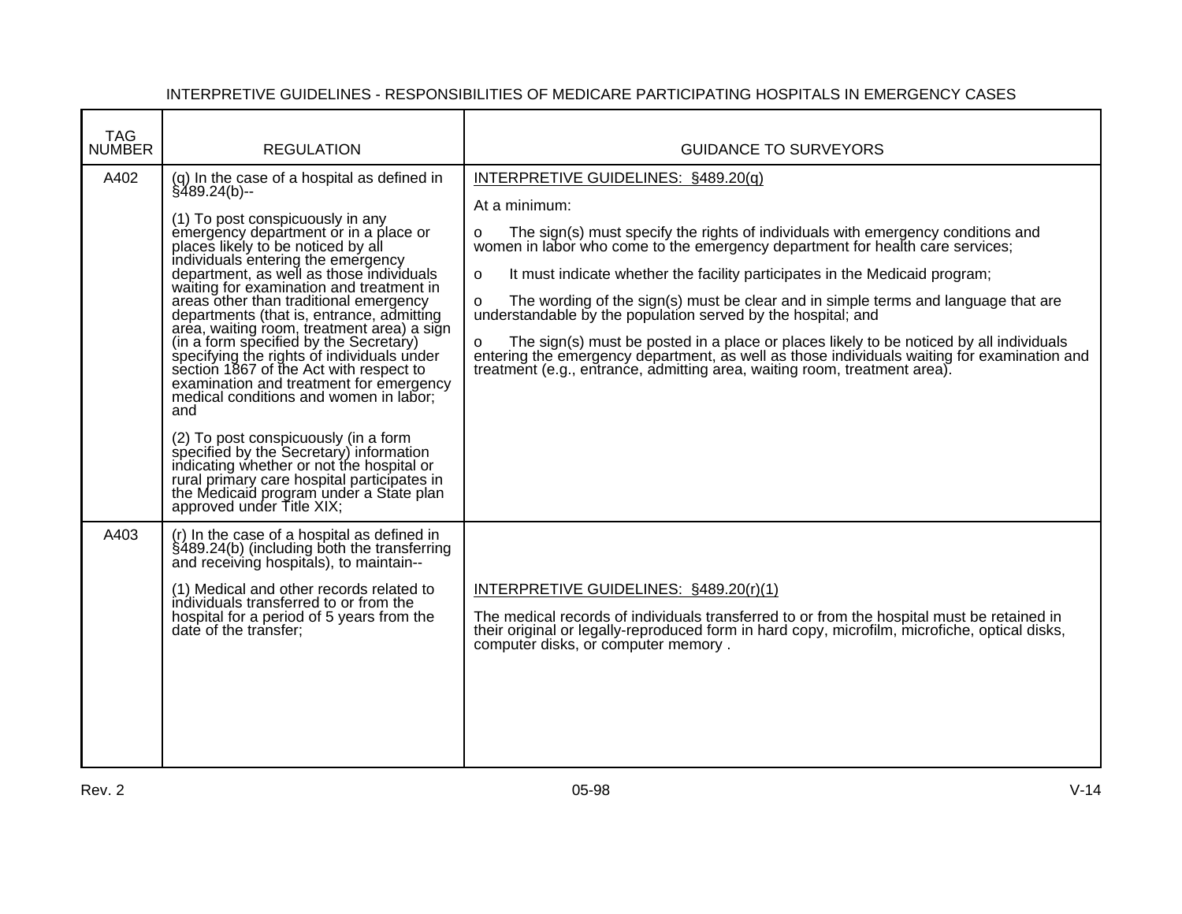INTERPRETIVE GUIDELINES - RESPONSIBILITIES OF MEDICARE PARTICIPATING HOSPITALS IN EMERGENCY CASES

| TAG NUMBER | REGULATION | GUIDANCE TO SURVEYORS |
|---|---|---|
| A402 | (q) In the case of a hospital as defined in §489.24(b)--<br><br>(1) To post conspicuously in any emergency department or in a place or places likely to be noticed by all individuals entering the emergency department, as well as those individuals waiting for examination and treatment in areas other than traditional emergency departments (that is, entrance, admitting area, waiting room, treatment area) a sign (in a form specified by the Secretary) specifying the rights of individuals under section 1867 of the Act with respect to examination and treatment for emergency medical conditions and women in labor; and<br><br>(2) To post conspicuously (in a form specified by the Secretary) information indicating whether or not the hospital or rural primary care hospital participates in the Medicaid program under a State plan approved under Title XIX; | <u>INTERPRETIVE GUIDELINES: §489.20(q)</u><br><br>At a minimum:<br><br>o The sign(s) must specify the rights of individuals with emergency conditions and women in labor who come to the emergency department for health care services;<br><br>o It must indicate whether the facility participates in the Medicaid program;<br><br>o The wording of the sign(s) must be clear and in simple terms and language that are understandable by the population served by the hospital; and<br><br>o The sign(s) must be posted in a place or places likely to be noticed by all individuals entering the emergency department, as well as those individuals waiting for examination and treatment (e.g., entrance, admitting area, waiting room, treatment area). |
| A403 | (r) In the case of a hospital as defined in §489.24(b) (including both the transferring and receiving hospitals), to maintain--<br><br>(1) Medical and other records related to individuals transferred to or from the hospital for a period of 5 years from the date of the transfer; | <u>INTERPRETIVE GUIDELINES: §489.20(r)(1)</u><br><br>The medical records of individuals transferred to or from the hospital must be retained in their original or legally-reproduced form in hard copy, microfilm, microfiche, optical disks, computer disks, or computer memory . |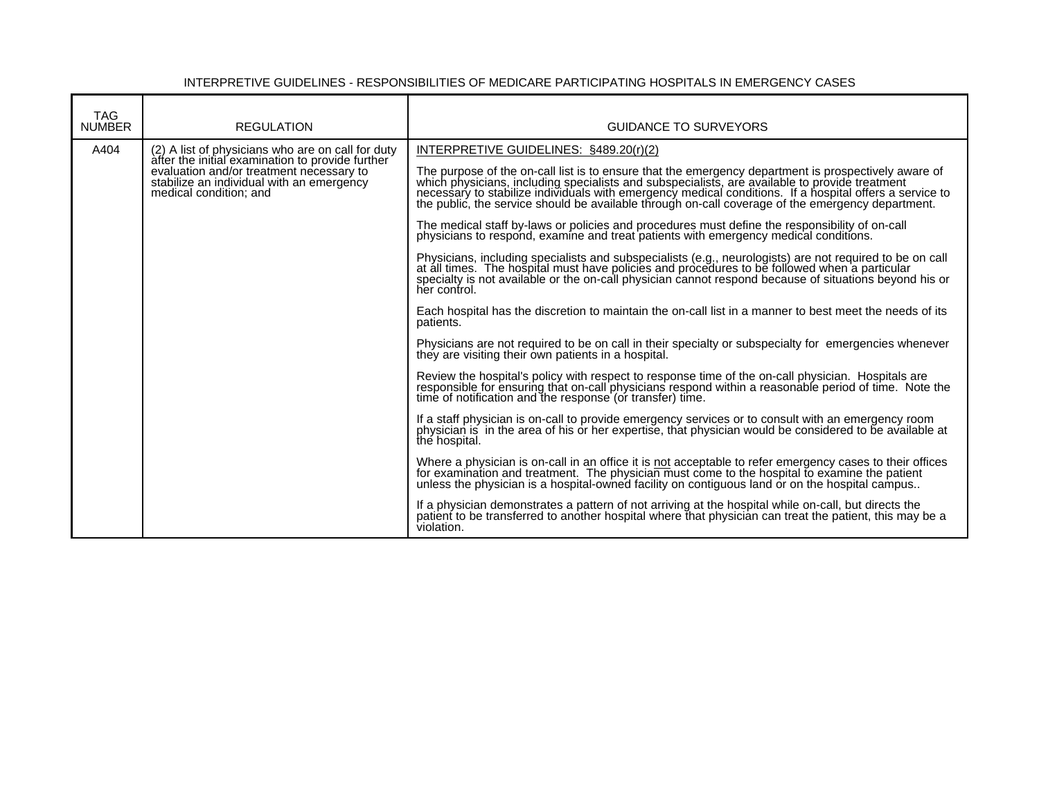INTERPRETIVE GUIDELINES - RESPONSIBILITIES OF MEDICARE PARTICIPATING HOSPITALS IN EMERGENCY CASES

| TAG NUMBER | REGULATION | GUIDANCE TO SURVEYORS |
|---|---|---|
| A404 | (2) A list of physicians who are on call for duty after the initial examination to provide further evaluation and/or treatment necessary to stabilize an individual with an emergency medical condition; and | <u>INTERPRETIVE GUIDELINES: §489.20(r)(2)</u><br><br>The purpose of the on-call list is to ensure that the emergency department is prospectively aware of which physicians, including specialists and subspecialists, are available to provide treatment necessary to stabilize individuals with emergency medical conditions. If a hospital offers a service to the public, the service should be available through on-call coverage of the emergency department.<br><br>The medical staff by-laws or policies and procedures must define the responsibility of on-call physicians to respond, examine and treat patients with emergency medical conditions.<br><br>Physicians, including specialists and subspecialists (e.g., neurologists) are not required to be on call at all times. The hospital must have policies and procedures to be followed when a particular specialty is not available or the on-call physician cannot respond because of situations beyond his or her control.<br><br>Each hospital has the discretion to maintain the on-call list in a manner to best meet the needs of its patients.<br><br>Physicians are not required to be on call in their specialty or subspecialty for emergencies whenever they are visiting their own patients in a hospital.<br><br>Review the hospital's policy with respect to response time of the on-call physician. Hospitals are responsible for ensuring that on-call physicians respond within a reasonable period of time. Note the time of notification and the response (or transfer) time.<br><br>If a staff physician is on-call to provide emergency services or to consult with an emergency room physician is in the area of his or her expertise, that physician would be considered to be available at the hospital.<br><br>Where a physician is on-call in an office it is <u>not</u> acceptable to refer emergency cases to their offices for examination and treatment. The physician must come to the hospital to examine the patient unless the physician is a hospital-owned facility on contiguous land or on the hospital campus..<br><br>If a physician demonstrates a pattern of not arriving at the hospital while on-call, but directs the patient to be transferred to another hospital where that physician can treat the patient, this may be a violation. |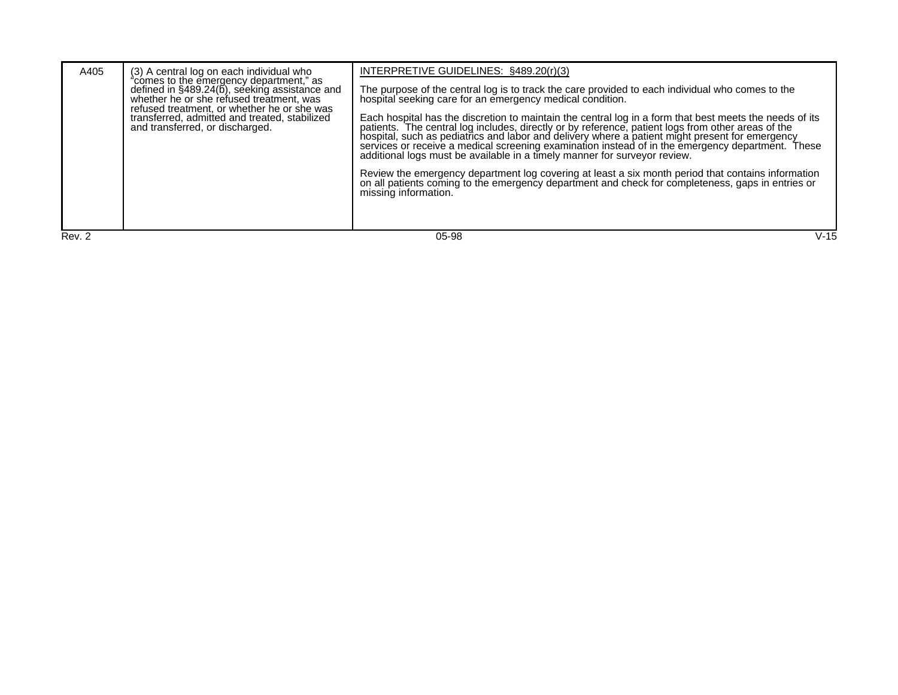| A405 | (3) A central log on each individual who "comes to the emergency department," as defined in §489.24(b), seeking assistance and whether he or she refused treatment, was refused treatment, or whether he or she was transferred, admitted and treated, stabilized and transferred, or discharged. | <u>INTERPRETIVE GUIDELINES: §489.20(r)(3)</u><br><br>The purpose of the central log is to track the care provided to each individual who comes to the hospital seeking care for an emergency medical condition.<br><br>Each hospital has the discretion to maintain the central log in a form that best meets the needs of its patients. The central log includes, directly or by reference, patient logs from other areas of the hospital, such as pediatrics and labor and delivery where a patient might present for emergency services or receive a medical screening examination instead of in the emergency department. These additional logs must be available in a timely manner for surveyor review.<br><br>Review the emergency department log covering at least a six month period that contains information on all patients coming to the emergency department and check for completeness, gaps in entries or missing information. |
|---|---|---|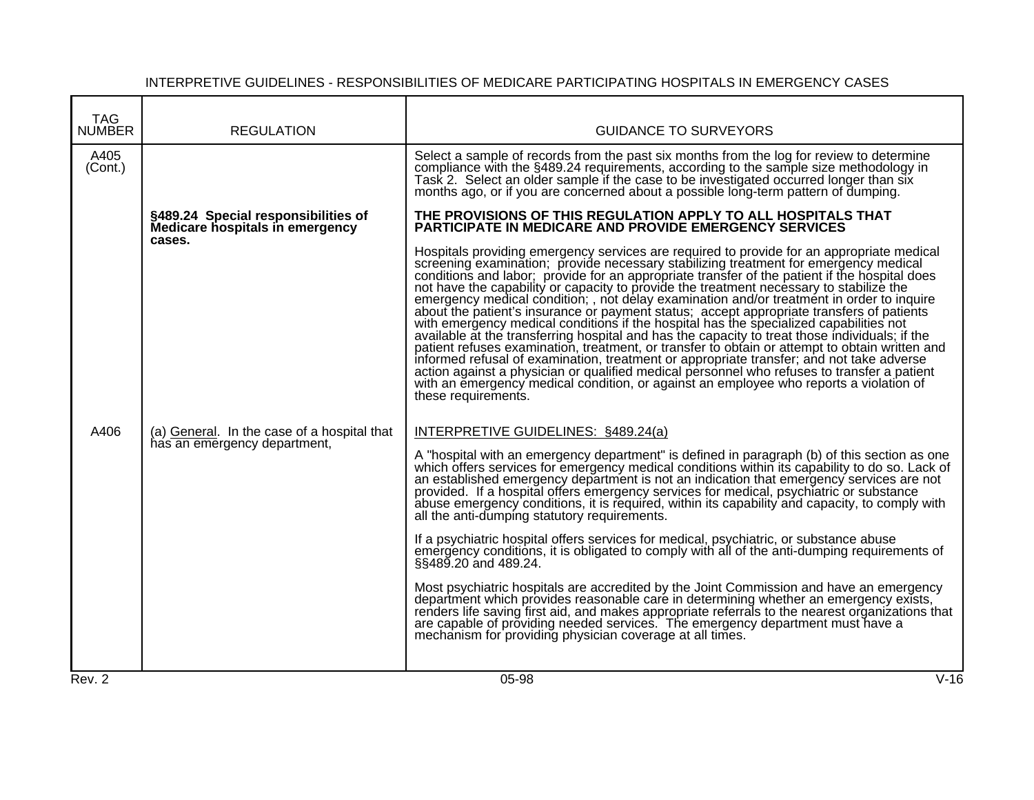INTERPRETIVE GUIDELINES - RESPONSIBILITIES OF MEDICARE PARTICIPATING HOSPITALS IN EMERGENCY CASES

| TAG NUMBER | REGULATION | GUIDANCE TO SURVEYORS |
|---|---|---|
| A405 (Cont.) | | Select a sample of records from the past six months from the log for review to determine compliance with the §489.24 requirements, according to the sample size methodology in Task 2. Select an older sample if the case to be investigated occurred longer than six months ago, or if you are concerned about a possible long-term pattern of dumping. |
| | **§489.24 Special responsibilities of Medicare hospitals in emergency cases.** | **THE PROVISIONS OF THIS REGULATION APPLY TO ALL HOSPITALS THAT PARTICIPATE IN MEDICARE AND PROVIDE EMERGENCY SERVICES**<br><br>Hospitals providing emergency services are required to provide for an appropriate medical screening examination; provide necessary stabilizing treatment for emergency medical conditions and labor; provide for an appropriate transfer of the patient if the hospital does not have the capability or capacity to provide the treatment necessary to stabilize the emergency medical condition; , not delay examination and/or treatment in order to inquire about the patient's insurance or payment status; accept appropriate transfers of patients with emergency medical conditions if the hospital has the specialized capabilities not available at the transferring hospital and has the capacity to treat those individuals; if the patient refuses examination, treatment, or transfer to obtain or attempt to obtain written and informed refusal of examination, treatment or appropriate transfer; and not take adverse action against a physician or qualified medical personnel who refuses to transfer a patient with an emergency medical condition, or against an employee who reports a violation of these requirements. |
| A406 | (a) General. In the case of a hospital that has an emergency department, | INTERPRETIVE GUIDELINES: §489.24(a)<br><br>A "hospital with an emergency department" is defined in paragraph (b) of this section as one which offers services for emergency medical conditions within its capability to do so. Lack of an established emergency department is not an indication that emergency services are not provided. If a hospital offers emergency services for medical, psychiatric or substance abuse emergency conditions, it is required, within its capability and capacity, to comply with all the anti-dumping statutory requirements.<br><br>If a psychiatric hospital offers services for medical, psychiatric, or substance abuse emergency conditions, it is obligated to comply with all of the anti-dumping requirements of §§489.20 and 489.24.<br><br>Most psychiatric hospitals are accredited by the Joint Commission and have an emergency department which provides reasonable care in determining whether an emergency exists, renders life saving first aid, and makes appropriate referrals to the nearest organizations that are capable of providing needed services. The emergency department must have a mechanism for providing physician coverage at all times. |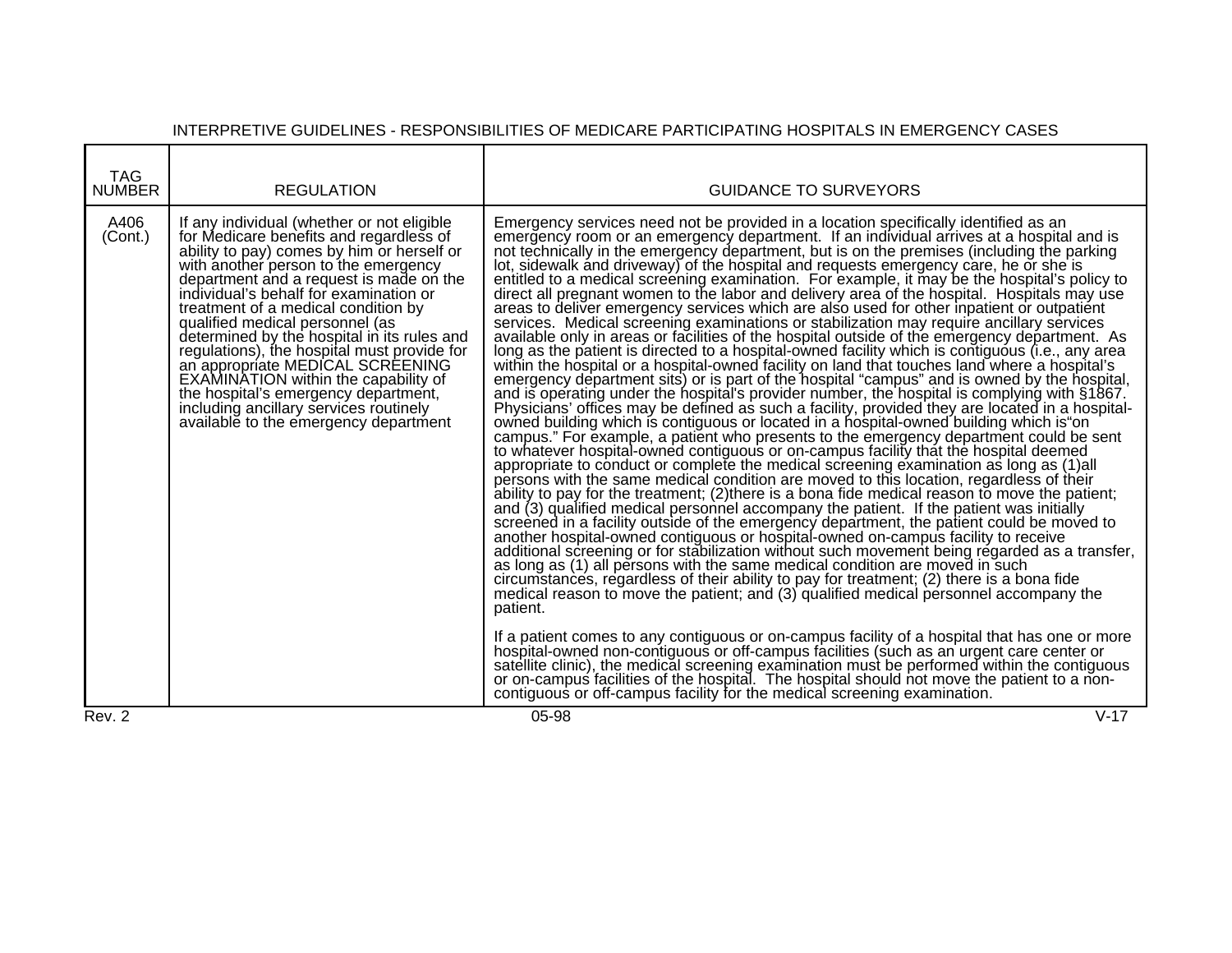INTERPRETIVE GUIDELINES - RESPONSIBILITIES OF MEDICARE PARTICIPATING HOSPITALS IN EMERGENCY CASES

| TAG NUMBER | REGULATION | GUIDANCE TO SURVEYORS |
|---|---|---|
| A406 (Cont.) | If any individual (whether or not eligible for Medicare benefits and regardless of ability to pay) comes by him or herself or with another person to the emergency department and a request is made on the individual's behalf for examination or treatment of a medical condition by qualified medical personnel (as determined by the hospital in its rules and regulations), the hospital must provide for an appropriate MEDICAL SCREENING EXAMINATION within the capability of the hospital's emergency department, including ancillary services routinely available to the emergency department | Emergency services need not be provided in a location specifically identified as an emergency room or an emergency department. If an individual arrives at a hospital and is not technically in the emergency department, but is on the premises (including the parking lot, sidewalk and driveway) of the hospital and requests emergency care, he or she is entitled to a medical screening examination. For example, it may be the hospital's policy to direct all pregnant women to the labor and delivery area of the hospital. Hospitals may use areas to deliver emergency services which are also used for other inpatient or outpatient services. Medical screening examinations or stabilization may require ancillary services available only in areas or facilities of the hospital outside of the emergency department. As long as the patient is directed to a hospital-owned facility which is contiguous (i.e., any area within the hospital or a hospital-owned facility on land that touches land where a hospital's emergency department sits) or is part of the hospital "campus" and is owned by the hospital, and is operating under the hospital's provider number, the hospital is complying with §1867. Physicians' offices may be defined as such a facility, provided they are located in a hospital-owned building which is contiguous or located in a hospital-owned building which is"on campus." For example, a patient who presents to the emergency department could be sent to whatever hospital-owned contiguous or on-campus facility that the hospital deemed appropriate to conduct or complete the medical screening examination as long as (1)all persons with the same medical condition are moved to this location, regardless of their ability to pay for the treatment; (2)there is a bona fide medical reason to move the patient; and (3) qualified medical personnel accompany the patient. If the patient was initially screened in a facility outside of the emergency department, the patient could be moved to another hospital-owned contiguous or hospital-owned on-campus facility to receive additional screening or for stabilization without such movement being regarded as a transfer, as long as (1) all persons with the same medical condition are moved in such circumstances, regardless of their ability to pay for treatment; (2) there is a bona fide medical reason to move the patient; and (3) qualified medical personnel accompany the patient.<br><br>If a patient comes to any contiguous or on-campus facility of a hospital that has one or more hospital-owned non-contiguous or off-campus facilities (such as an urgent care center or satellite clinic), the medical screening examination must be performed within the contiguous or on-campus facilities of the hospital. The hospital should not move the patient to a non-contiguous or off-campus facility for the medical screening examination. |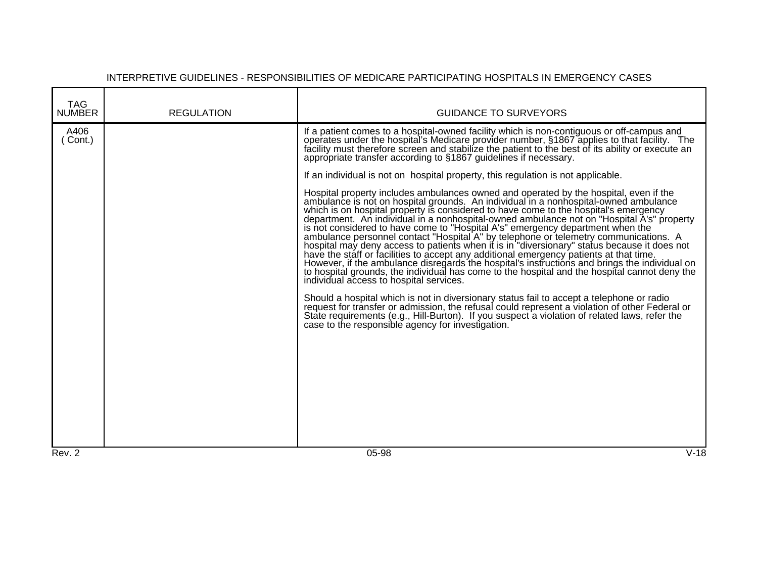INTERPRETIVE GUIDELINES - RESPONSIBILITIES OF MEDICARE PARTICIPATING HOSPITALS IN EMERGENCY CASES

| TAG NUMBER | REGULATION | GUIDANCE TO SURVEYORS |
|---|---|---|
| A406 (Cont.) | | If a patient comes to a hospital-owned facility which is non-contiguous or off-campus and operates under the hospital's Medicare provider number, §1867 applies to that facility. The facility must therefore screen and stabilize the patient to the best of its ability or execute an appropriate transfer according to §1867 guidelines if necessary.<br><br>If an individual is not on hospital property, this regulation is not applicable.<br><br>Hospital property includes ambulances owned and operated by the hospital, even if the ambulance is not on hospital grounds. An individual in a nonhospital-owned ambulance which is on hospital property is considered to have come to the hospital's emergency department. An individual in a nonhospital-owned ambulance not on "Hospital A's" property is not considered to have come to "Hospital A's" emergency department when the ambulance personnel contact "Hospital A" by telephone or telemetry communications. A hospital may deny access to patients when it is in "diversionary" status because it does not have the staff or facilities to accept any additional emergency patients at that time. However, if the ambulance disregards the hospital's instructions and brings the individual on to hospital grounds, the individual has come to the hospital and the hospital cannot deny the individual access to hospital services.<br><br>Should a hospital which is not in diversionary status fail to accept a telephone or radio request for transfer or admission, the refusal could represent a violation of other Federal or State requirements (e.g., Hill-Burton). If you suspect a violation of related laws, refer the case to the responsible agency for investigation. |

Rev. 2 05-98 V-18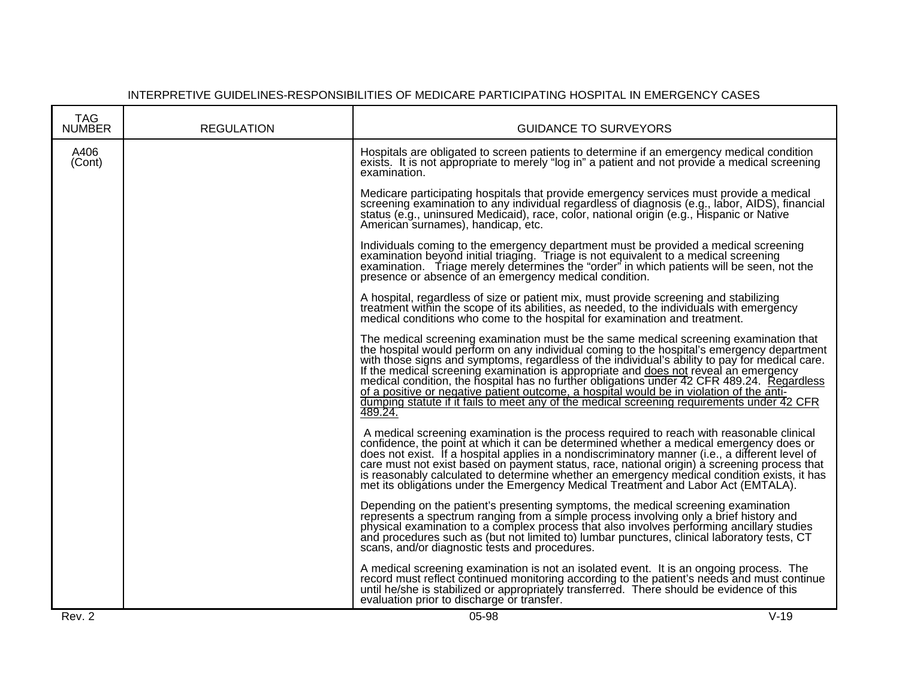INTERPRETIVE GUIDELINES-RESPONSIBILITIES OF MEDICARE PARTICIPATING HOSPITAL IN EMERGENCY CASES

| TAG NUMBER | REGULATION | GUIDANCE TO SURVEYORS |
|---|---|---|
| A406 (Cont) | | Hospitals are obligated to screen patients to determine if an emergency medical condition exists. It is not appropriate to merely "log in" a patient and not provide a medical screening examination.<br><br>Medicare participating hospitals that provide emergency services must provide a medical screening examination to any individual regardless of diagnosis (e.g., labor, AIDS), financial status (e.g., uninsured Medicaid), race, color, national origin (e.g., Hispanic or Native American surnames), handicap, etc.<br><br>Individuals coming to the emergency department must be provided a medical screening examination beyond initial triaging. Triage is not equivalent to a medical screening examination. Triage merely determines the "order" in which patients will be seen, not the presence or absence of an emergency medical condition.<br><br>A hospital, regardless of size or patient mix, must provide screening and stabilizing treatment within the scope of its abilities, as needed, to the individuals with emergency medical conditions who come to the hospital for examination and treatment.<br><br>The medical screening examination must be the same medical screening examination that the hospital would perform on any individual coming to the hospital's emergency department with those signs and symptoms, regardless of the individual's ability to pay for medical care. If the medical screening examination is appropriate and <u>does not</u> reveal an emergency medical condition, the hospital has no further obligations under 42 CFR 489.24. <u>Regardless of a positive or negative patient outcome, a hospital would be in violation of the anti-dumping statute if it fails to meet any of the medical screening requirements under 42 CFR 489.24.</u><br><br>A medical screening examination is the process required to reach with reasonable clinical confidence, the point at which it can be determined whether a medical emergency does or does not exist. If a hospital applies in a nondiscriminatory manner (i.e., a different level of care must not exist based on payment status, race, national origin) a screening process that is reasonably calculated to determine whether an emergency medical condition exists, it has met its obligations under the Emergency Medical Treatment and Labor Act (EMTALA).<br><br>Depending on the patient's presenting symptoms, the medical screening examination represents a spectrum ranging from a simple process involving only a brief history and physical examination to a complex process that also involves performing ancillary studies and procedures such as (but not limited to) lumbar punctures, clinical laboratory tests, CT scans, and/or diagnostic tests and procedures.<br><br>A medical screening examination is not an isolated event. It is an ongoing process. The record must reflect continued monitoring according to the patient's needs and must continue until he/she is stabilized or appropriately transferred. There should be evidence of this evaluation prior to discharge or transfer. |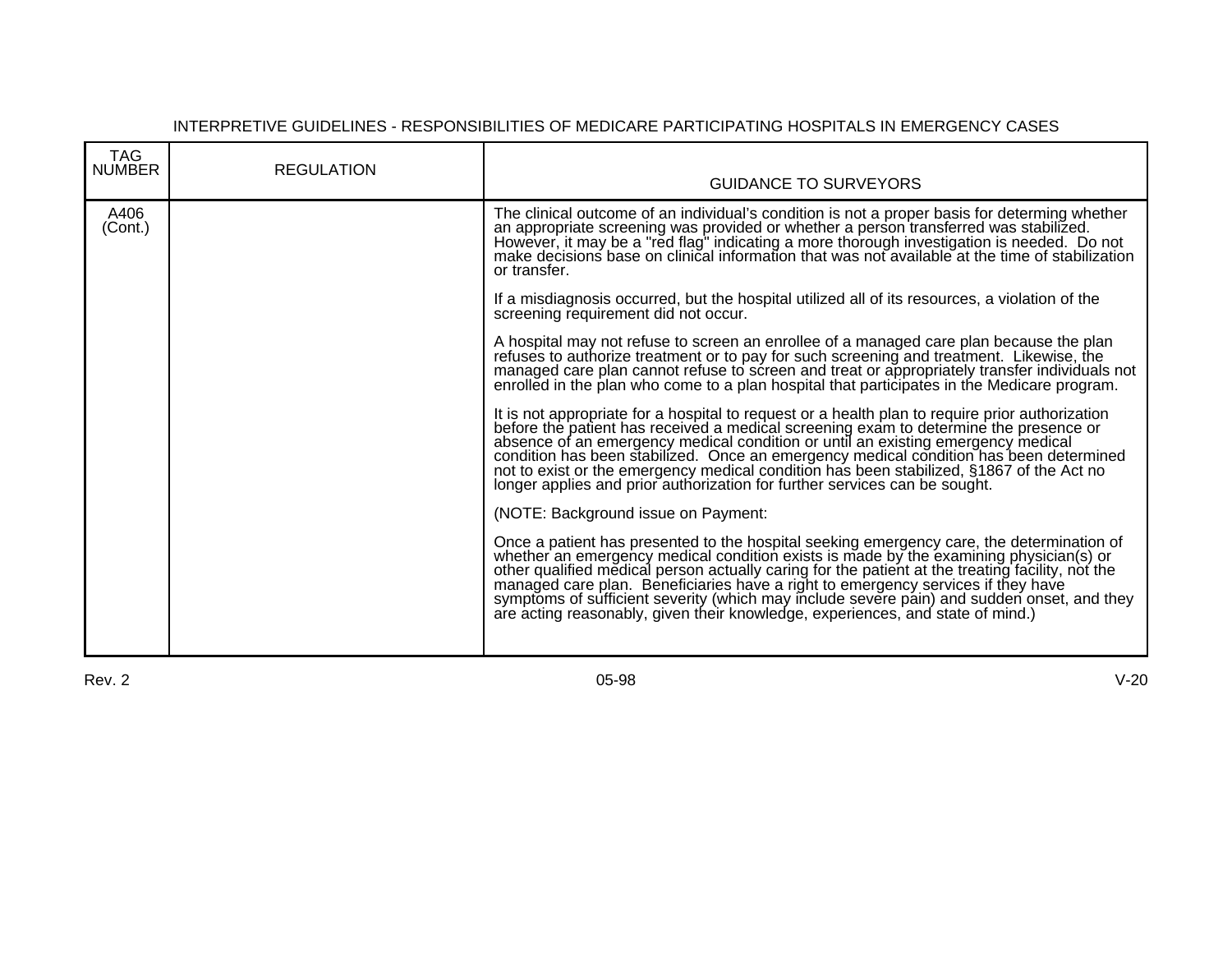INTERPRETIVE GUIDELINES - RESPONSIBILITIES OF MEDICARE PARTICIPATING HOSPITALS IN EMERGENCY CASES

| TAG NUMBER | REGULATION | GUIDANCE TO SURVEYORS |
|---|---|---|
| A406 (Cont.) | | The clinical outcome of an individual's condition is not a proper basis for determing whether an appropriate screening was provided or whether a person transferred was stabilized. However, it may be a "red flag" indicating a more thorough investigation is needed. Do not make decisions base on clinical information that was not available at the time of stabilization or transfer.<br><br>If a misdiagnosis occurred, but the hospital utilized all of its resources, a violation of the screening requirement did not occur.<br><br>A hospital may not refuse to screen an enrollee of a managed care plan because the plan refuses to authorize treatment or to pay for such screening and treatment. Likewise, the managed care plan cannot refuse to screen and treat or appropriately transfer individuals not enrolled in the plan who come to a plan hospital that participates in the Medicare program.<br><br>It is not appropriate for a hospital to request or a health plan to require prior authorization before the patient has received a medical screening exam to determine the presence or absence of an emergency medical condition or until an existing emergency medical condition has been stabilized. Once an emergency medical condition has been determined not to exist or the emergency medical condition has been stabilized, §1867 of the Act no longer applies and prior authorization for further services can be sought.<br><br>(NOTE: Background issue on Payment:<br><br>Once a patient has presented to the hospital seeking emergency care, the determination of whether an emergency medical condition exists is made by the examining physician(s) or other qualified medical person actually caring for the patient at the treating facility, not the managed care plan. Beneficiaries have a right to emergency services if they have symptoms of sufficient severity (which may include severe pain) and sudden onset, and they are acting reasonably, given their knowledge, experiences, and state of mind.) |

Rev. 2 05-98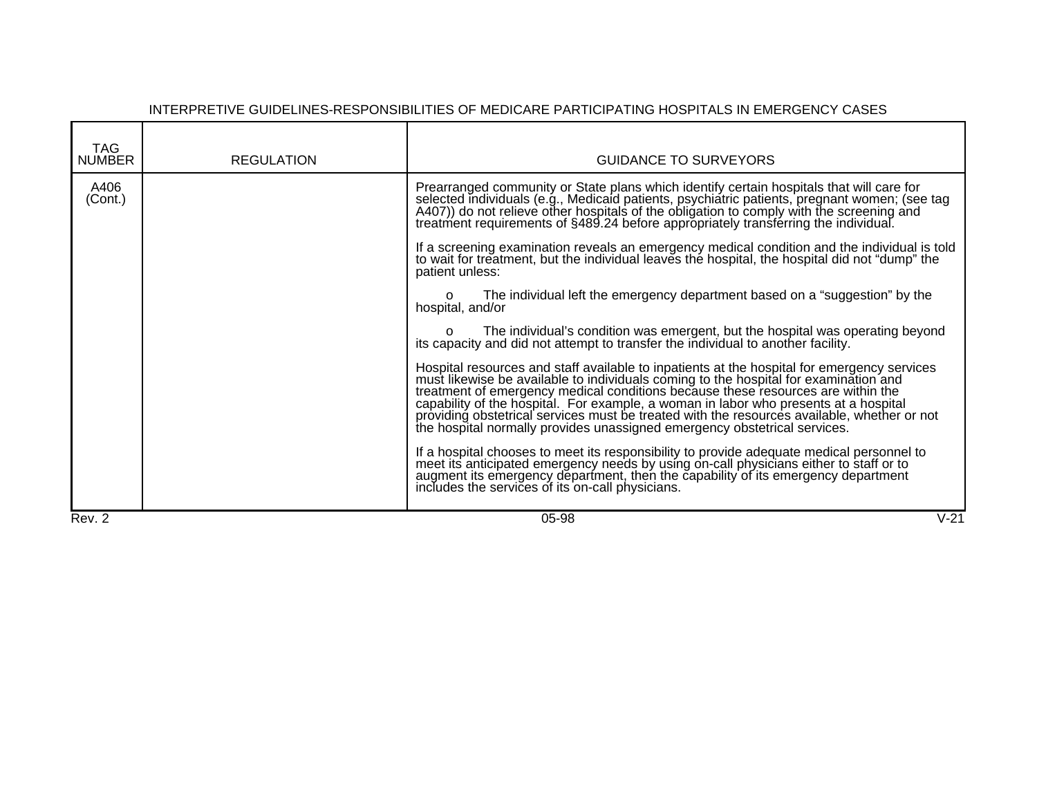INTERPRETIVE GUIDELINES-RESPONSIBILITIES OF MEDICARE PARTICIPATING HOSPITALS IN EMERGENCY CASES

| TAG NUMBER | REGULATION | GUIDANCE TO SURVEYORS |
|---|---|---|
| A406 (Cont.) | | Prearranged community or State plans which identify certain hospitals that will care for selected individuals (e.g., Medicaid patients, psychiatric patients, pregnant women; (see tag A407)) do not relieve other hospitals of the obligation to comply with the screening and treatment requirements of §489.24 before appropriately transferring the individual.<br><br>If a screening examination reveals an emergency medical condition and the individual is told to wait for treatment, but the individual leaves the hospital, the hospital did not "dump" the patient unless:<br><br>o The individual left the emergency department based on a "suggestion" by the hospital, and/or<br><br>o The individual's condition was emergent, but the hospital was operating beyond its capacity and did not attempt to transfer the individual to another facility.<br><br>Hospital resources and staff available to inpatients at the hospital for emergency services must likewise be available to individuals coming to the hospital for examination and treatment of emergency medical conditions because these resources are within the capability of the hospital. For example, a woman in labor who presents at a hospital providing obstetrical services must be treated with the resources available, whether or not the hospital normally provides unassigned emergency obstetrical services.<br><br>If a hospital chooses to meet its responsibility to provide adequate medical personnel to meet its anticipated emergency needs by using on-call physicians either to staff or to augment its emergency department, then the capability of its emergency department includes the services of its on-call physicians. |

Rev. 2 05-98 V-21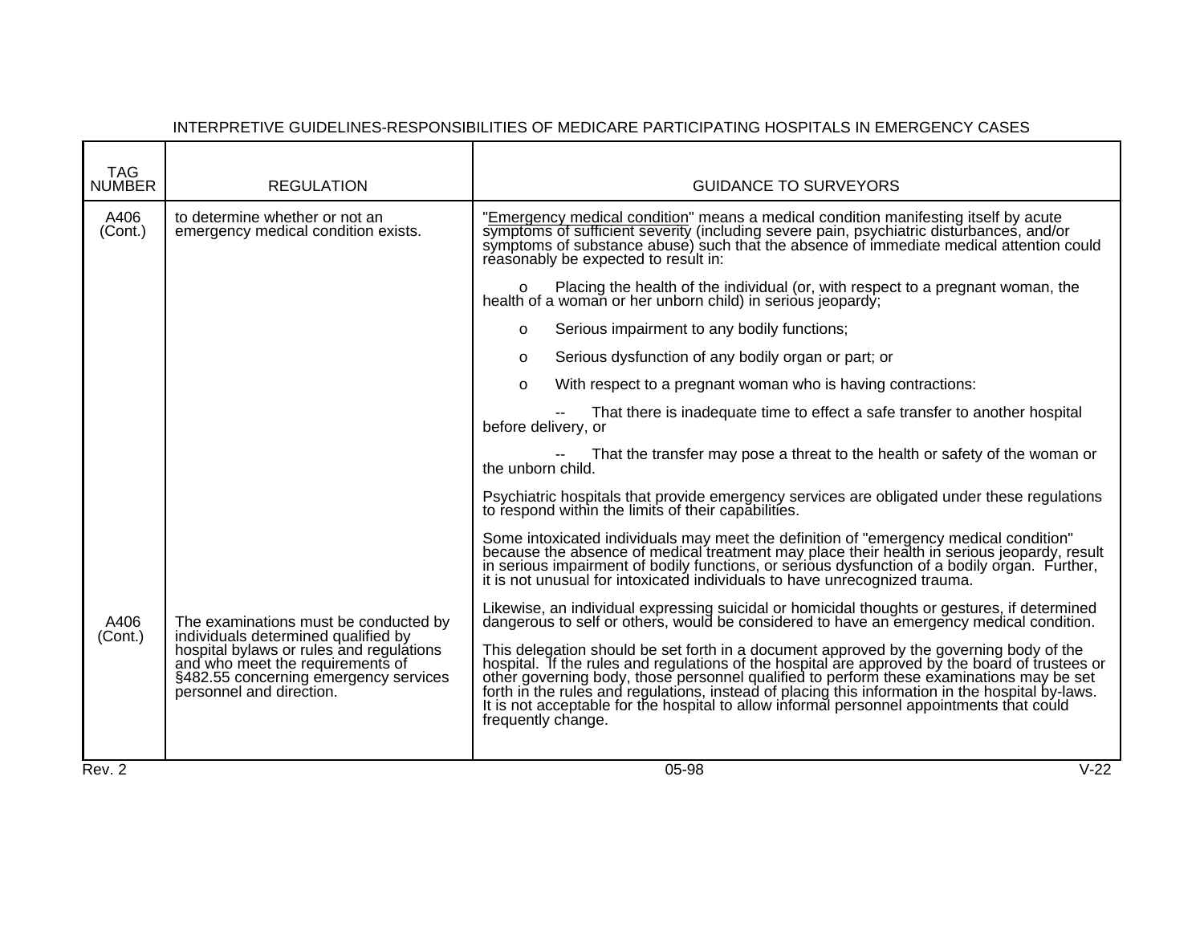INTERPRETIVE GUIDELINES-RESPONSIBILITIES OF MEDICARE PARTICIPATING HOSPITALS IN EMERGENCY CASES

| TAG NUMBER | REGULATION | GUIDANCE TO SURVEYORS |
|---|---|---|
| A406 (Cont.) | to determine whether or not an emergency medical condition exists. | "Emergency medical condition" means a medical condition manifesting itself by acute symptoms of sufficient severity (including severe pain, psychiatric disturbances, and/or symptoms of substance abuse) such that the absence of immediate medical attention could reasonably be expected to result in:<br><br>o Placing the health of the individual (or, with respect to a pregnant woman, the health of a woman or her unborn child) in serious jeopardy;<br><br>o Serious impairment to any bodily functions;<br><br>o Serious dysfunction of any bodily organ or part; or<br><br>o With respect to a pregnant woman who is having contractions:<br><br>-- That there is inadequate time to effect a safe transfer to another hospital before delivery, or<br><br>-- That the transfer may pose a threat to the health or safety of the woman or the unborn child.<br><br>Psychiatric hospitals that provide emergency services are obligated under these regulations to respond within the limits of their capabilities.<br><br>Some intoxicated individuals may meet the definition of "emergency medical condition" because the absence of medical treatment may place their health in serious jeopardy, result in serious impairment of bodily functions, or serious dysfunction of a bodily organ. Further, it is not unusual for intoxicated individuals to have unrecognized trauma.<br><br>Likewise, an individual expressing suicidal or homicidal thoughts or gestures, if determined dangerous to self or others, would be considered to have an emergency medical condition. |
| A406 (Cont.) | The examinations must be conducted by individuals determined qualified by hospital bylaws or rules and regulations and who meet the requirements of §482.55 concerning emergency services personnel and direction. | This delegation should be set forth in a document approved by the governing body of the hospital. If the rules and regulations of the hospital are approved by the board of trustees or other governing body, those personnel qualified to perform these examinations may be set forth in the rules and regulations, instead of placing this information in the hospital by-laws. It is not acceptable for the hospital to allow informal personnel appointments that could frequently change. |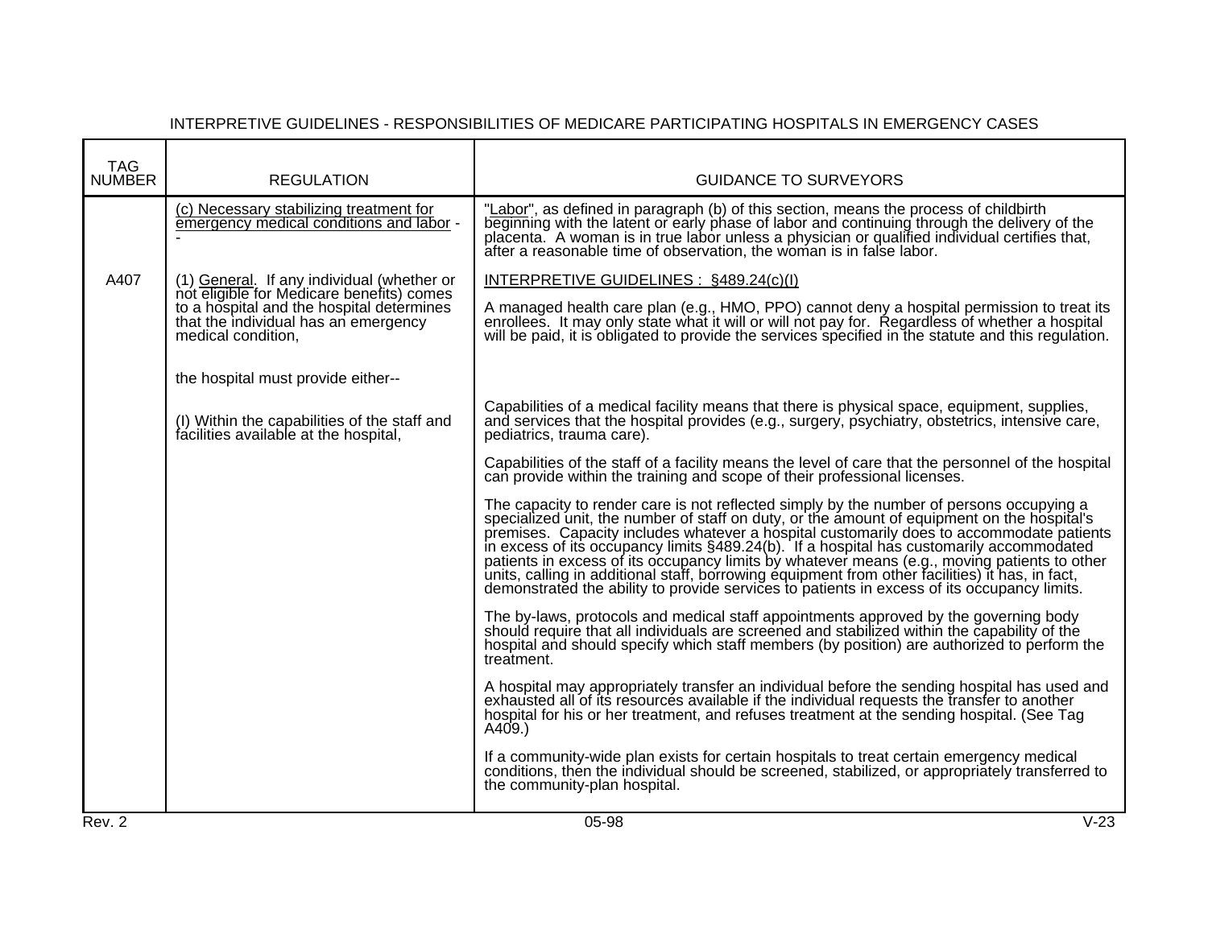INTERPRETIVE GUIDELINES - RESPONSIBILITIES OF MEDICARE PARTICIPATING HOSPITALS IN EMERGENCY CASES

| TAG NUMBER | REGULATION | GUIDANCE TO SURVEYORS |
|---|---|---|
| | (c) Necessary stabilizing treatment for emergency medical conditions and labor -- | "Labor", as defined in paragraph (b) of this section, means the process of childbirth beginning with the latent or early phase of labor and continuing through the delivery of the placenta. A woman is in true labor unless a physician or qualified individual certifies that, after a reasonable time of observation, the woman is in false labor. |
| A407 | (1) General. If any individual (whether or not eligible for Medicare benefits) comes to a hospital and the hospital determines that the individual has an emergency medical condition, | INTERPRETIVE GUIDELINES : §489.24(c)(I)<br><br>A managed health care plan (e.g., HMO, PPO) cannot deny a hospital permission to treat its enrollees. It may only state what it will or will not pay for. Regardless of whether a hospital will be paid, it is obligated to provide the services specified in the statute and this regulation. |
| | the hospital must provide either-- | |
| | (I) Within the capabilities of the staff and facilities available at the hospital, | Capabilities of a medical facility means that there is physical space, equipment, supplies, and services that the hospital provides (e.g., surgery, psychiatry, obstetrics, intensive care, pediatrics, trauma care).<br><br>Capabilities of the staff of a facility means the level of care that the personnel of the hospital can provide within the training and scope of their professional licenses.<br><br>The capacity to render care is not reflected simply by the number of persons occupying a specialized unit, the number of staff on duty, or the amount of equipment on the hospital's premises. Capacity includes whatever a hospital customarily does to accommodate patients in excess of its occupancy limits §489.24(b). If a hospital has customarily accommodated patients in excess of its occupancy limits by whatever means (e.g., moving patients to other units, calling in additional staff, borrowing equipment from other facilities) it has, in fact, demonstrated the ability to provide services to patients in excess of its occupancy limits.<br><br>The by-laws, protocols and medical staff appointments approved by the governing body should require that all individuals are screened and stabilized within the capability of the hospital and should specify which staff members (by position) are authorized to perform the treatment.<br><br>A hospital may appropriately transfer an individual before the sending hospital has used and exhausted all of its resources available if the individual requests the transfer to another hospital for his or her treatment, and refuses treatment at the sending hospital. (See Tag A409.)<br><br>If a community-wide plan exists for certain hospitals to treat certain emergency medical conditions, then the individual should be screened, stabilized, or appropriately transferred to the community-plan hospital. |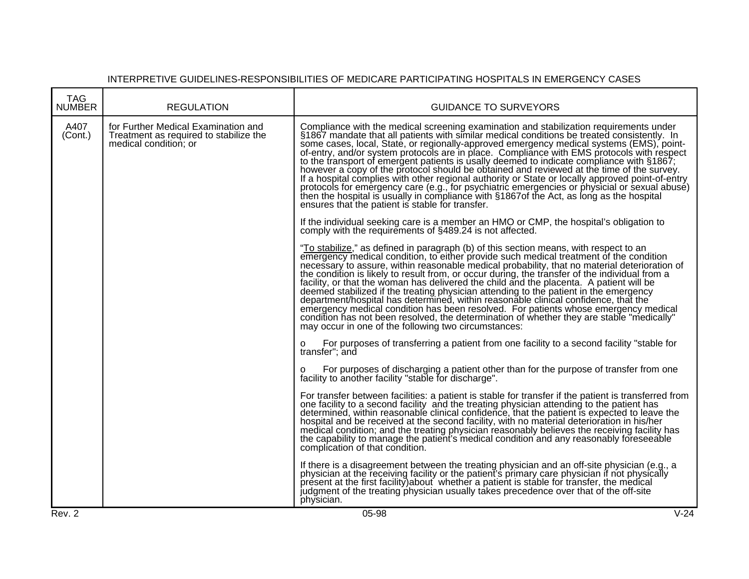INTERPRETIVE GUIDELINES-RESPONSIBILITIES OF MEDICARE PARTICIPATING HOSPITALS IN EMERGENCY CASES

| TAG NUMBER | REGULATION | GUIDANCE TO SURVEYORS |
| --- | --- | --- |
| A407 (Cont.) | for Further Medical Examination and Treatment as required to stabilize the medical condition; or | Compliance with the medical screening examination and stabilization requirements under §1867 mandate that all patients with similar medical conditions be treated consistently. In some cases, local, State, or regionally-approved emergency medical systems (EMS), point-of-entry, and/or system protocols are in place. Compliance with EMS protocols with respect to the transport of emergent patients is usally deemed to indicate compliance with §1867; however a copy of the protocol should be obtained and reviewed at the time of the survey. If a hospital complies with other regional authority or State or locally approved point-of-entry protocols for emergency care (e.g., for psychiatric emergencies or physicial or sexual abuse) then the hospital is usually in compliance with §1867of the Act, as long as the hospital ensures that the patient is stable for transfer.<br><br>If the individual seeking care is a member an HMO or CMP, the hospital's obligation to comply with the requirements of §489.24 is not affected.<br><br>"To stabilize," as defined in paragraph (b) of this section means, with respect to an emergency medical condition, to either provide such medical treatment of the condition necessary to assure, within reasonable medical probability, that no material deterioration of the condition is likely to result from, or occur during, the transfer of the individual from a facility, or that the woman has delivered the child and the placenta. A patient will be deemed stabilized if the treating physician attending to the patient in the emergency department/hospital has determined, within reasonable clinical confidence, that the emergency medical condition has been resolved. For patients whose emergency medical condition has not been resolved, the determination of whether they are stable "medically" may occur in one of the following two circumstances:<br><br>o For purposes of transferring a patient from one facility to a second facility "stable for transfer"; and<br><br>o For purposes of discharging a patient other than for the purpose of transfer from one facility to another facility "stable for discharge".<br><br>For transfer between facilities: a patient is stable for transfer if the patient is transferred from one facility to a second facility and the treating physician attending to the patient has determined, within reasonable clinical confidence, that the patient is expected to leave the hospital and be received at the second facility, with no material deterioration in his/her medical condition; and the treating physician reasonably believes the receiving facility has the capability to manage the patient's medical condition and any reasonably foreseeable complication of that condition.<br><br>If there is a disagreement between the treating physician and an off-site physician (e.g., a physician at the receiving facility or the patient's primary care physician if not physically present at the first facility)about whether a patient is stable for transfer, the medical judgment of the treating physician usually takes precedence over that of the off-site physician. |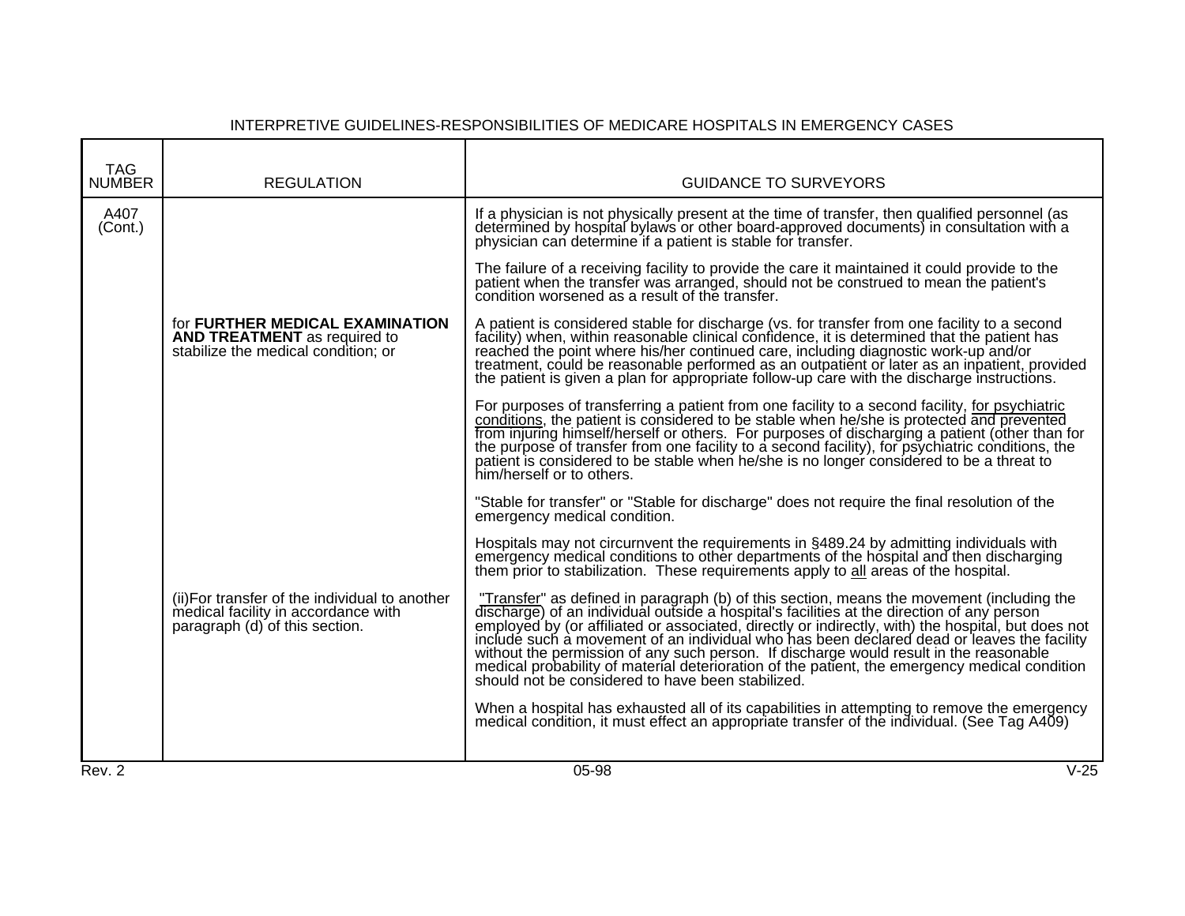INTERPRETIVE GUIDELINES-RESPONSIBILITIES OF MEDICARE HOSPITALS IN EMERGENCY CASES

| TAG NUMBER | REGULATION | GUIDANCE TO SURVEYORS |
|---|---|---|
| A407 (Cont.) | | If a physician is not physically present at the time of transfer, then qualified personnel (as determined by hospital bylaws or other board-approved documents) in consultation with a physician can determine if a patient is stable for transfer.<br><br>The failure of a receiving facility to provide the care it maintained it could provide to the patient when the transfer was arranged, should not be construed to mean the patient's condition worsened as a result of the transfer. |
| | for **FURTHER MEDICAL EXAMINATION AND TREATMENT** as required to stabilize the medical condition; or | A patient is considered stable for discharge (vs. for transfer from one facility to a second facility) when, within reasonable clinical confidence, it is determined that the patient has reached the point where his/her continued care, including diagnostic work-up and/or treatment, could be reasonable performed as an outpatient or later as an inpatient, provided the patient is given a plan for appropriate follow-up care with the discharge instructions.<br><br>For purposes of transferring a patient from one facility to a second facility, <u>for psychiatric conditions</u>, the patient is considered to be stable when he/she is protected and prevented from injuring himself/herself or others. For purposes of discharging a patient (other than for the purpose of transfer from one facility to a second facility), for psychiatric conditions, the patient is considered to be stable when he/she is no longer considered to be a threat to him/herself or to others.<br><br>"Stable for transfer" or "Stable for discharge" does not require the final resolution of the emergency medical condition.<br><br>Hospitals may not circumvent the requirements in §489.24 by admitting individuals with emergency medical conditions to other departments of the hospital and then discharging them prior to stabilization. These requirements apply to <u>all</u> areas of the hospital. |
| | (ii)For transfer of the individual to another medical facility in accordance with paragraph (d) of this section. | "<u>Transfer</u>" as defined in paragraph (b) of this section, means the movement (including the discharge) of an individual outside a hospital's facilities at the direction of any person employed by (or affiliated or associated, directly or indirectly, with) the hospital, but does not include such a movement of an individual who has been declared dead or leaves the facility without the permission of any such person. If discharge would result in the reasonable medical probability of material deterioration of the patient, the emergency medical condition should not be considered to have been stabilized.<br><br>When a hospital has exhausted all of its capabilities in attempting to remove the emergency medical condition, it must effect an appropriate transfer of the individual. (See Tag A409) |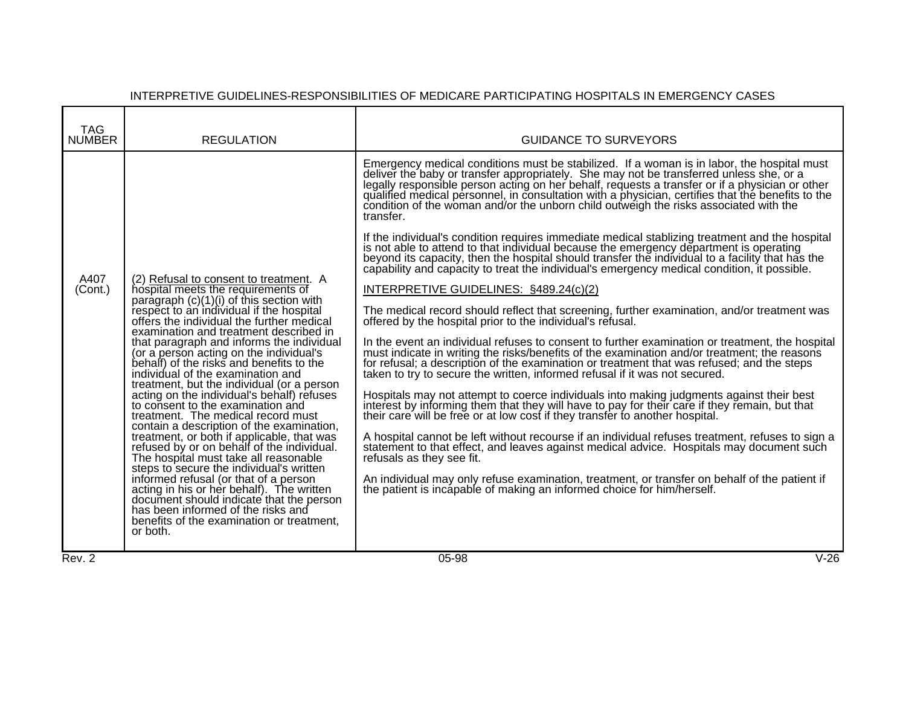INTERPRETIVE GUIDELINES-RESPONSIBILITIES OF MEDICARE PARTICIPATING HOSPITALS IN EMERGENCY CASES

| TAG NUMBER | REGULATION | GUIDANCE TO SURVEYORS |
|---|---|---|
| A407 (Cont.) | (2) Refusal to consent to treatment. A hospital meets the requirements of paragraph (c)(1)(i) of this section with respect to an individual if the hospital offers the individual the further medical examination and treatment described in that paragraph and informs the individual (or a person acting on the individual's behalf) of the risks and benefits to the individual of the examination and treatment, but the individual (or a person acting on the individual's behalf) refuses to consent to the examination and treatment. The medical record must contain a description of the examination, treatment, or both if applicable, that was refused by or on behalf of the individual. The hospital must take all reasonable steps to secure the individual's written informed refusal (or that of a person acting in his or her behalf). The written document should indicate that the person has been informed of the risks and benefits of the examination or treatment, or both. | Emergency medical conditions must be stabilized. If a woman is in labor, the hospital must deliver the baby or transfer appropriately. She may not be transferred unless she, or a legally responsible person acting on her behalf, requests a transfer or if a physician or other qualified medical personnel, in consultation with a physician, certifies that the benefits to the condition of the woman and/or the unborn child outweigh the risks associated with the transfer.<br><br>If the individual's condition requires immediate medical stablizing treatment and the hospital is not able to attend to that individual because the emergency department is operating beyond its capacity, then the hospital should transfer the individual to a facility that has the capability and capacity to treat the individual's emergency medical condition, it possible.<br><br>INTERPRETIVE GUIDELINES: §489.24(c)(2)<br><br>The medical record should reflect that screening, further examination, and/or treatment was offered by the hospital prior to the individual's refusal.<br><br>In the event an individual refuses to consent to further examination or treatment, the hospital must indicate in writing the risks/benefits of the examination and/or treatment; the reasons for refusal; a description of the examination or treatment that was refused; and the steps taken to try to secure the written, informed refusal if it was not secured.<br><br>Hospitals may not attempt to coerce individuals into making judgments against their best interest by informing them that they will have to pay for their care if they remain, but that their care will be free or at low cost if they transfer to another hospital.<br><br>A hospital cannot be left without recourse if an individual refuses treatment, refuses to sign a statement to that effect, and leaves against medical advice. Hospitals may document such refusals as they see fit.<br><br>An individual may only refuse examination, treatment, or transfer on behalf of the patient if the patient is incapable of making an informed choice for him/herself. |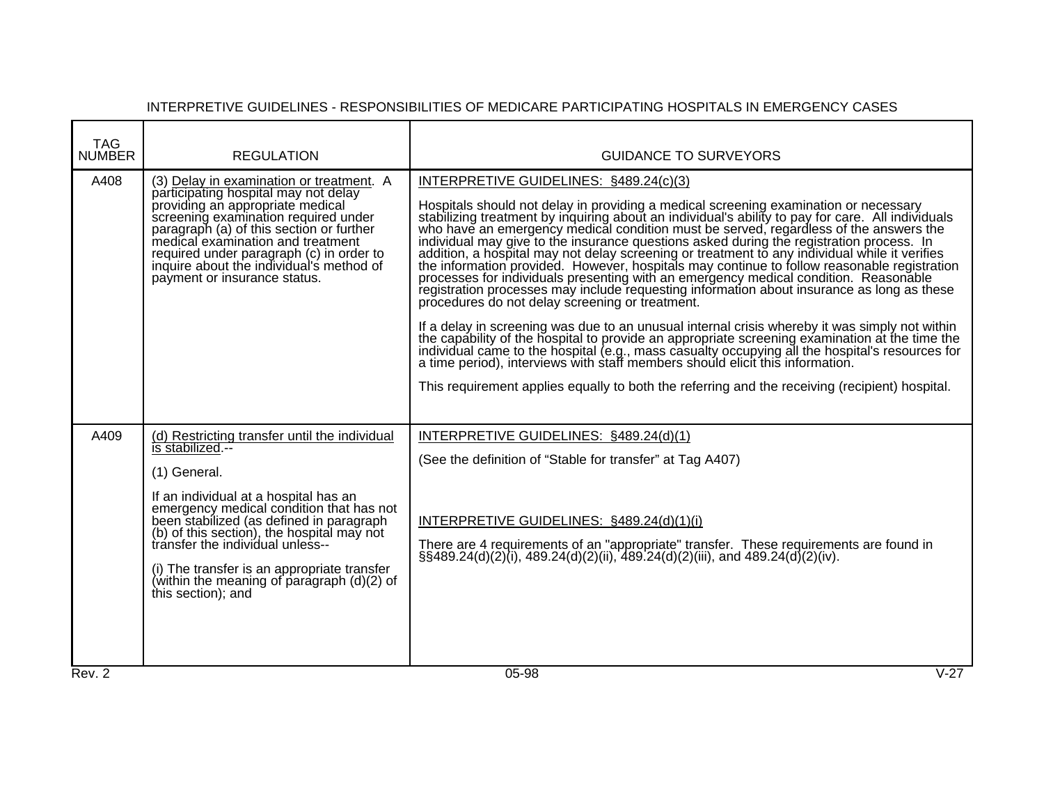INTERPRETIVE GUIDELINES - RESPONSIBILITIES OF MEDICARE PARTICIPATING HOSPITALS IN EMERGENCY CASES

| TAG NUMBER | REGULATION | GUIDANCE TO SURVEYORS |
|---|---|---|
| A408 | (3) Delay in examination or treatment. A participating hospital may not delay providing an appropriate medical screening examination required under paragraph (a) of this section or further medical examination and treatment required under paragraph (c) in order to inquire about the individual's method of payment or insurance status. | INTERPRETIVE GUIDELINES: §489.24(c)(3)<br><br>Hospitals should not delay in providing a medical screening examination or necessary stabilizing treatment by inquiring about an individual's ability to pay for care. All individuals who have an emergency medical condition must be served, regardless of the answers the individual may give to the insurance questions asked during the registration process. In addition, a hospital may not delay screening or treatment to any individual while it verifies the information provided. However, hospitals may continue to follow reasonable registration processes for individuals presenting with an emergency medical condition. Reasonable registration processes may include requesting information about insurance as long as these procedures do not delay screening or treatment.<br><br>If a delay in screening was due to an unusual internal crisis whereby it was simply not within the capability of the hospital to provide an appropriate screening examination at the time the individual came to the hospital (e.g., mass casualty occupying all the hospital's resources for a time period), interviews with staff members should elicit this information.<br><br>This requirement applies equally to both the referring and the receiving (recipient) hospital. |
| A409 | (d) Restricting transfer until the individual is stabilized.--<br><br>(1) General.<br><br>If an individual at a hospital has an emergency medical condition that has not been stabilized (as defined in paragraph (b) of this section), the hospital may not transfer the individual unless--<br><br>(i) The transfer is an appropriate transfer (within the meaning of paragraph (d)(2) of this section); and | INTERPRETIVE GUIDELINES: §489.24(d)(1)<br><br>(See the definition of "Stable for transfer" at Tag A407)<br><br>INTERPRETIVE GUIDELINES: §489.24(d)(1)(i)<br><br>There are 4 requirements of an "appropriate" transfer. These requirements are found in §§489.24(d)(2)(i), 489.24(d)(2)(ii), 489.24(d)(2)(iii), and 489.24(d)(2)(iv). |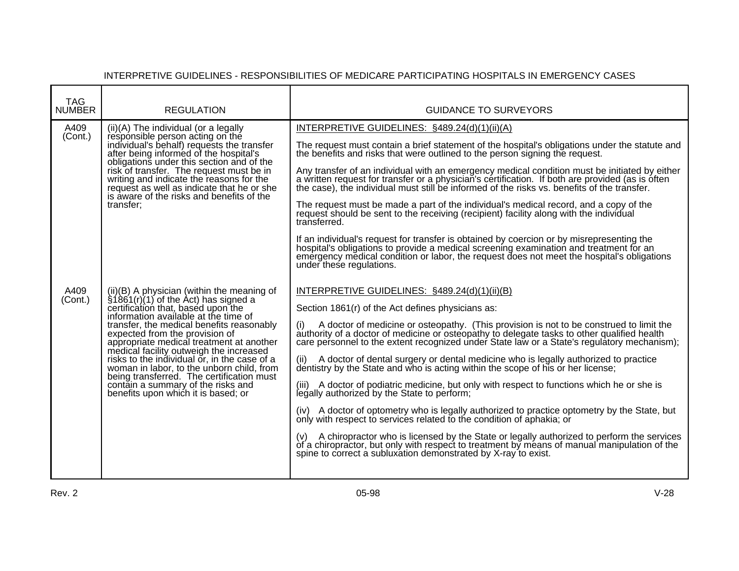INTERPRETIVE GUIDELINES - RESPONSIBILITIES OF MEDICARE PARTICIPATING HOSPITALS IN EMERGENCY CASES

| TAG NUMBER | REGULATION | GUIDANCE TO SURVEYORS |
|---|---|---|
| A409 (Cont.) | (ii)(A) The individual (or a legally responsible person acting on the individual's behalf) requests the transfer after being informed of the hospital's obligations under this section and of the risk of transfer. The request must be in writing and indicate the reasons for the request as well as indicate that he or she is aware of the risks and benefits of the transfer; | <u>INTERPRETIVE GUIDELINES: §489.24(d)(1)(ii)(A)</u><br><br>The request must contain a brief statement of the hospital's obligations under the statute and the benefits and risks that were outlined to the person signing the request.<br><br>Any transfer of an individual with an emergency medical condition must be initiated by either a written request for transfer or a physician's certification. If both are provided (as is often the case), the individual must still be informed of the risks vs. benefits of the transfer.<br><br>The request must be made a part of the individual's medical record, and a copy of the request should be sent to the receiving (recipient) facility along with the individual transferred.<br><br>If an individual's request for transfer is obtained by coercion or by misrepresenting the hospital's obligations to provide a medical screening examination and treatment for an emergency medical condition or labor, the request does not meet the hospital's obligations under these regulations. |
| A409 (Cont.) | (ii)(B) A physician (within the meaning of §1861(r)(1) of the Act) has signed a certification that, based upon the information available at the time of transfer, the medical benefits reasonably expected from the provision of appropriate medical treatment at another medical facility outweigh the increased risks to the individual or, in the case of a woman in labor, to the unborn child, from being transferred. The certification must contain a summary of the risks and benefits upon which it is based; or | <u>INTERPRETIVE GUIDELINES: §489.24(d)(1)(ii)(B)</u><br><br>Section 1861(r) of the Act defines physicians as:<br><br>(i) A doctor of medicine or osteopathy. (This provision is not to be construed to limit the authority of a doctor of medicine or osteopathy to delegate tasks to other qualified health care personnel to the extent recognized under State law or a State's regulatory mechanism);<br><br>(ii) A doctor of dental surgery or dental medicine who is legally authorized to practice dentistry by the State and who is acting within the scope of his or her license;<br><br>(iii) A doctor of podiatric medicine, but only with respect to functions which he or she is legally authorized by the State to perform;<br><br>(iv) A doctor of optometry who is legally authorized to practice optometry by the State, but only with respect to services related to the condition of aphakia; or<br><br>(v) A chiropractor who is licensed by the State or legally authorized to perform the services of a chiropractor, but only with respect to treatment by means of manual manipulation of the spine to correct a subluxation demonstrated by X-ray to exist. |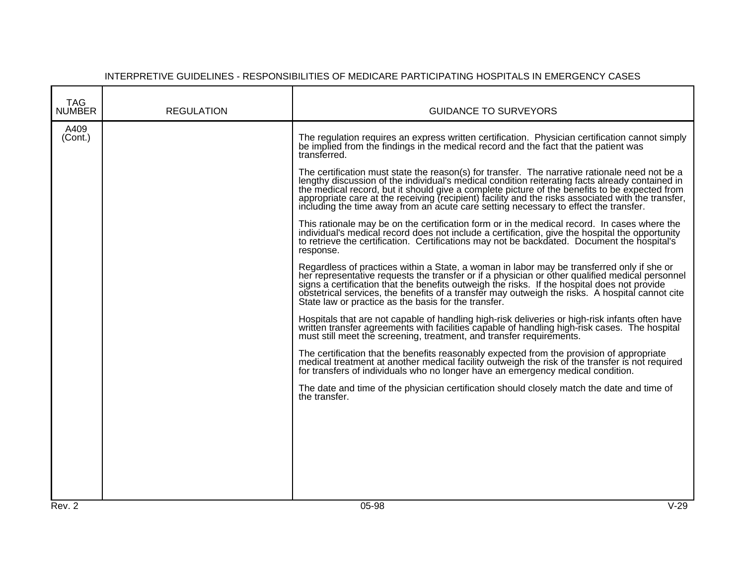INTERPRETIVE GUIDELINES - RESPONSIBILITIES OF MEDICARE PARTICIPATING HOSPITALS IN EMERGENCY CASES

| TAG NUMBER | REGULATION | GUIDANCE TO SURVEYORS |
|---|---|---|
| A409 (Cont.) | | The regulation requires an express written certification. Physician certification cannot simply be implied from the findings in the medical record and the fact that the patient was transferred.<br><br>The certification must state the reason(s) for transfer. The narrative rationale need not be a lengthy discussion of the individual's medical condition reiterating facts already contained in the medical record, but it should give a complete picture of the benefits to be expected from appropriate care at the receiving (recipient) facility and the risks associated with the transfer, including the time away from an acute care setting necessary to effect the transfer.<br><br>This rationale may be on the certification form or in the medical record. In cases where the individual's medical record does not include a certification, give the hospital the opportunity to retrieve the certification. Certifications may not be backdated. Document the hospital's response.<br><br>Regardless of practices within a State, a woman in labor may be transferred only if she or her representative requests the transfer or if a physician or other qualified medical personnel signs a certification that the benefits outweigh the risks. If the hospital does not provide obstetrical services, the benefits of a transfer may outweigh the risks. A hospital cannot cite State law or practice as the basis for the transfer.<br><br>Hospitals that are not capable of handling high-risk deliveries or high-risk infants often have written transfer agreements with facilities capable of handling high-risk cases. The hospital must still meet the screening, treatment, and transfer requirements.<br><br>The certification that the benefits reasonably expected from the provision of appropriate medical treatment at another medical facility outweigh the risk of the transfer is not required for transfers of individuals who no longer have an emergency medical condition.<br><br>The date and time of the physician certification should closely match the date and time of the transfer. |

Rev. 2 05-98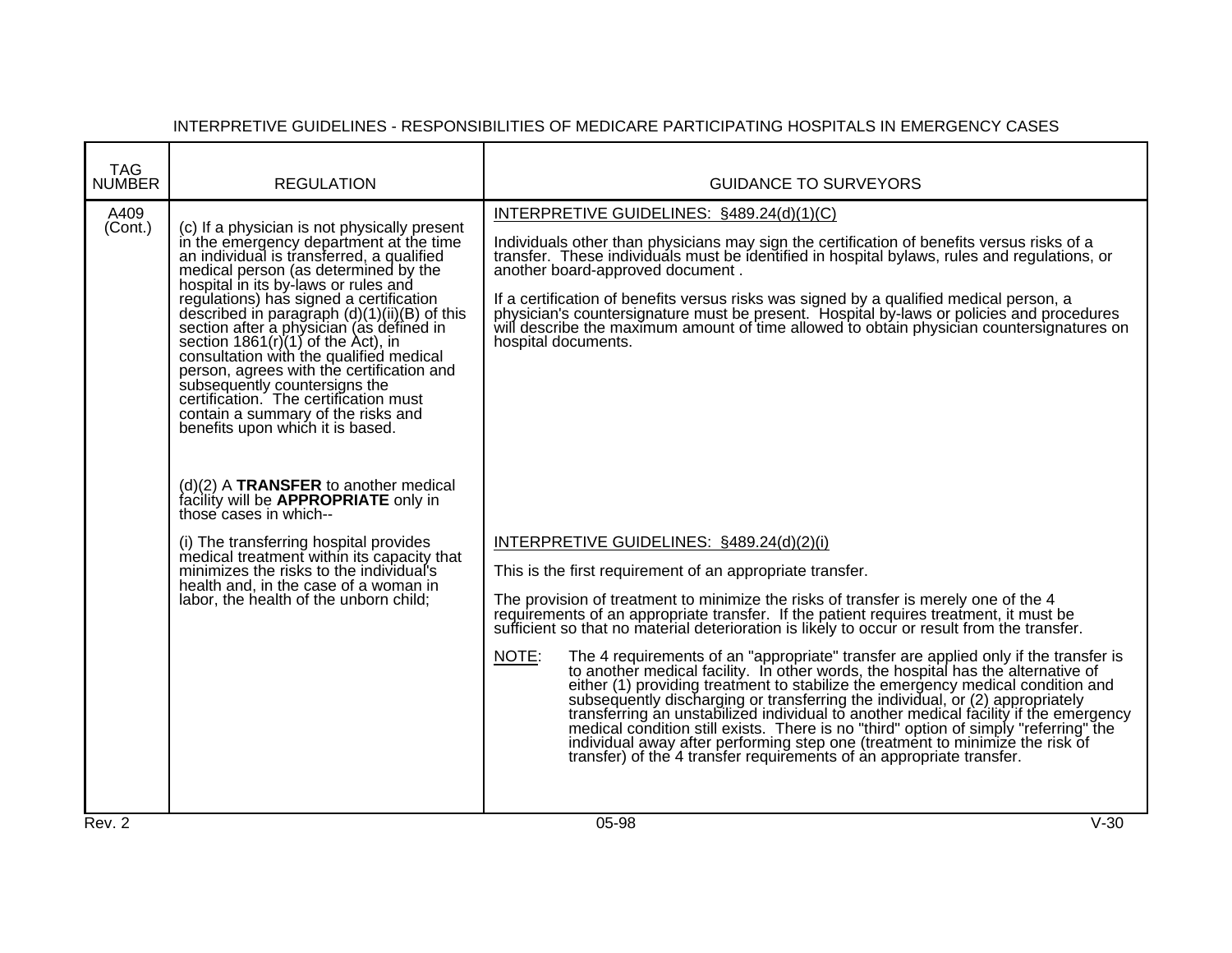INTERPRETIVE GUIDELINES - RESPONSIBILITIES OF MEDICARE PARTICIPATING HOSPITALS IN EMERGENCY CASES

| TAG NUMBER | REGULATION | GUIDANCE TO SURVEYORS |
|---|---|---|
| A409 (Cont.) | (c) If a physician is not physically present in the emergency department at the time an individual is transferred, a qualified medical person (as determined by the hospital in its by-laws or rules and regulations) has signed a certification described in paragraph (d)(1)(ii)(B) of this section after a physician (as defined in section 1861(r)(1) of the Act), in consultation with the qualified medical person, agrees with the certification and subsequently countersigns the certification. The certification must contain a summary of the risks and benefits upon which it is based. | <u>INTERPRETIVE GUIDELINES: §489.24(d)(1)(C)</u><br><br>Individuals other than physicians may sign the certification of benefits versus risks of a transfer. These individuals must be identified in hospital bylaws, rules and regulations, or another board-approved document .<br><br>If a certification of benefits versus risks was signed by a qualified medical person, a physician's countersignature must be present. Hospital by-laws or policies and procedures will describe the maximum amount of time allowed to obtain physician countersignatures on hospital documents. |
| | (d)(2) A **TRANSFER** to another medical facility will be **APPROPRIATE** only in those cases in which--<br><br>(i) The transferring hospital provides medical treatment within its capacity that minimizes the risks to the individual's health and, in the case of a woman in labor, the health of the unborn child; | <u>INTERPRETIVE GUIDELINES: §489.24(d)(2)(i)</u><br><br>This is the first requirement of an appropriate transfer.<br><br>The provision of treatment to minimize the risks of transfer is merely one of the 4 requirements of an appropriate transfer. If the patient requires treatment, it must be sufficient so that no material deterioration is likely to occur or result from the transfer.<br><br><u>NOTE</u>: The 4 requirements of an "appropriate" transfer are applied only if the transfer is to another medical facility. In other words, the hospital has the alternative of either (1) providing treatment to stabilize the emergency medical condition and subsequently discharging or transferring the individual, or (2) appropriately transferring an unstabilized individual to another medical facility if the emergency medical condition still exists. There is no "third" option of simply "referring" the individual away after performing step one (treatment to minimize the risk of transfer) of the 4 transfer requirements of an appropriate transfer. |

Rev. 2 05-98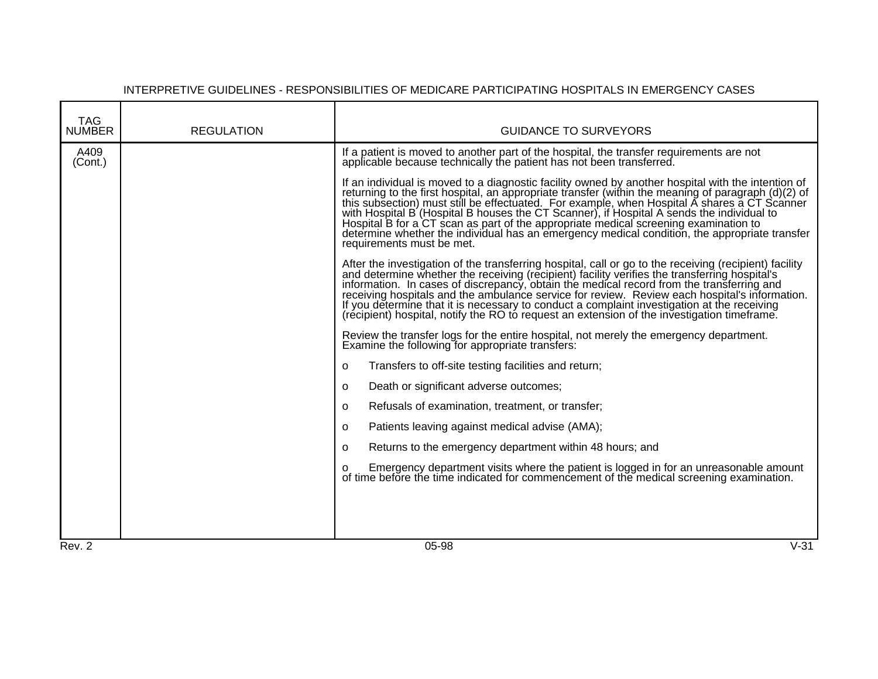INTERPRETIVE GUIDELINES - RESPONSIBILITIES OF MEDICARE PARTICIPATING HOSPITALS IN EMERGENCY CASES

| TAG NUMBER | REGULATION | GUIDANCE TO SURVEYORS |
|---|---|---|
| A409 (Cont.) | | If a patient is moved to another part of the hospital, the transfer requirements are not applicable because technically the patient has not been transferred.<br><br>If an individual is moved to a diagnostic facility owned by another hospital with the intention of returning to the first hospital, an appropriate transfer (within the meaning of paragraph (d)(2) of this subsection) must still be effectuated. For example, when Hospital A shares a CT Scanner with Hospital B (Hospital B houses the CT Scanner), if Hospital A sends the individual to Hospital B for a CT scan as part of the appropriate medical screening examination to determine whether the individual has an emergency medical condition, the appropriate transfer requirements must be met.<br><br>After the investigation of the transferring hospital, call or go to the receiving (recipient) facility and determine whether the receiving (recipient) facility verifies the transferring hospital's information. In cases of discrepancy, obtain the medical record from the transferring and receiving hospitals and the ambulance service for review. Review each hospital's information. If you determine that it is necessary to conduct a complaint investigation at the receiving (recipient) hospital, notify the RO to request an extension of the investigation timeframe.<br><br>Review the transfer logs for the entire hospital, not merely the emergency department. Examine the following for appropriate transfers:<br><br>o Transfers to off-site testing facilities and return;<br><br>o Death or significant adverse outcomes;<br><br>o Refusals of examination, treatment, or transfer;<br><br>o Patients leaving against medical advise (AMA);<br><br>o Returns to the emergency department within 48 hours; and<br><br>o Emergency department visits where the patient is logged in for an unreasonable amount of time before the time indicated for commencement of the medical screening examination. |

Rev. 2 05-98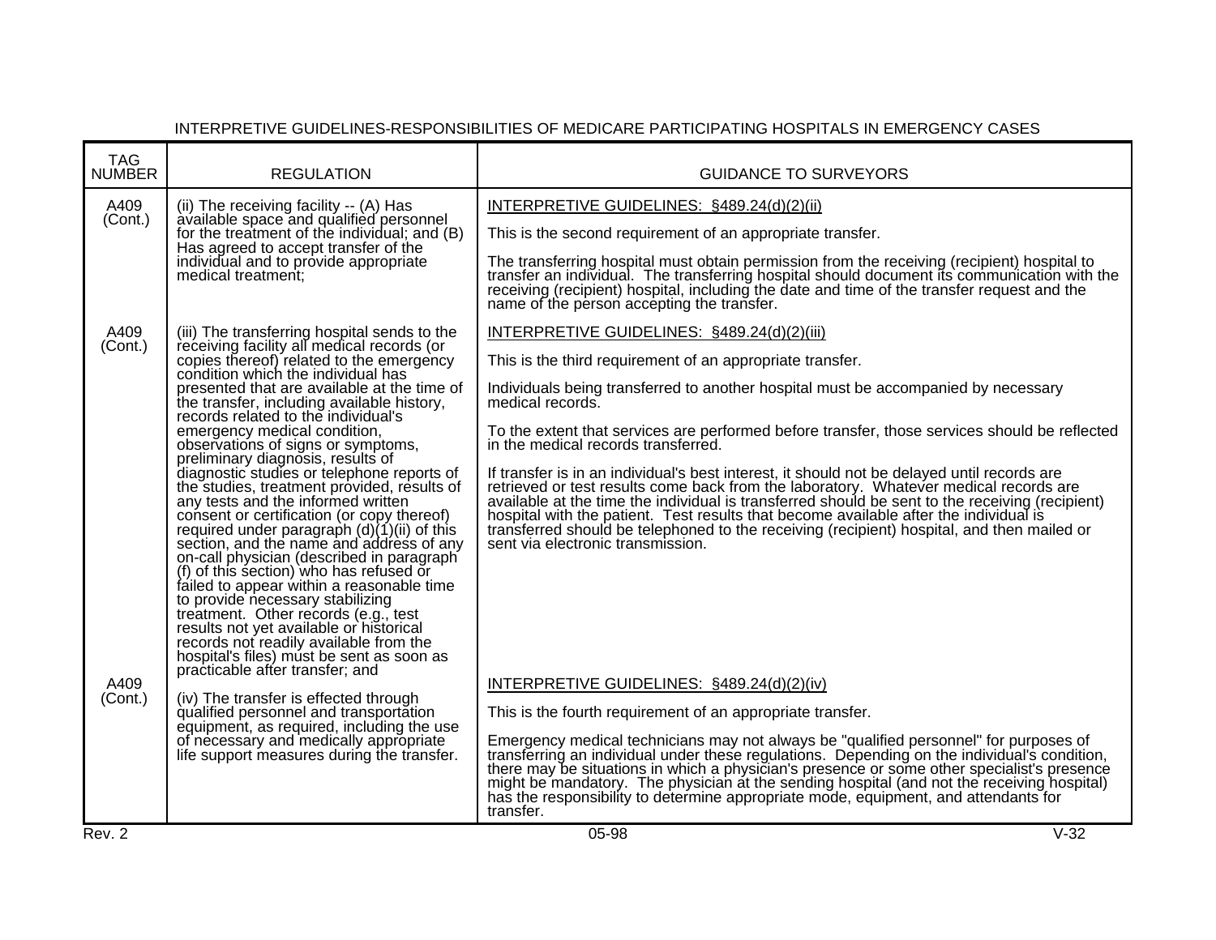INTERPRETIVE GUIDELINES-RESPONSIBILITIES OF MEDICARE PARTICIPATING HOSPITALS IN EMERGENCY CASES

| TAG NUMBER | REGULATION | GUIDANCE TO SURVEYORS |
|---|---|---|
| A409 (Cont.) | (ii) The receiving facility -- (A) Has available space and qualified personnel for the treatment of the individual; and (B) Has agreed to accept transfer of the individual and to provide appropriate medical treatment; | INTERPRETIVE GUIDELINES: §489.24(d)(2)(ii)<br><br>This is the second requirement of an appropriate transfer.<br><br>The transferring hospital must obtain permission from the receiving (recipient) hospital to transfer an individual. The transferring hospital should document its communication with the receiving (recipient) hospital, including the date and time of the transfer request and the name of the person accepting the transfer. |
| A409 (Cont.) | (iii) The transferring hospital sends to the receiving facility all medical records (or copies thereof) related to the emergency condition which the individual has presented that are available at the time of the transfer, including available history, records related to the individual's emergency medical condition, observations of signs or symptoms, preliminary diagnosis, results of diagnostic studies or telephone reports of the studies, treatment provided, results of any tests and the informed written consent or certification (or copy thereof) required under paragraph (d)(1)(ii) of this section, and the name and address of any on-call physician (described in paragraph (f) of this section) who has refused or failed to appear within a reasonable time to provide necessary stabilizing treatment. Other records (e.g., test results not yet available or historical records not readily available from the hospital's files) must be sent as soon as practicable after transfer; and | INTERPRETIVE GUIDELINES: §489.24(d)(2)(iii)<br><br>This is the third requirement of an appropriate transfer.<br><br>Individuals being transferred to another hospital must be accompanied by necessary medical records.<br><br>To the extent that services are performed before transfer, those services should be reflected in the medical records transferred.<br><br>If transfer is in an individual's best interest, it should not be delayed until records are retrieved or test results come back from the laboratory. Whatever medical records are available at the time the individual is transferred should be sent to the receiving (recipient) hospital with the patient. Test results that become available after the individual is transferred should be telephoned to the receiving (recipient) hospital, and then mailed or sent via electronic transmission. |
| A409 (Cont.) | (iv) The transfer is effected through qualified personnel and transportation equipment, as required, including the use of necessary and medically appropriate life support measures during the transfer. | INTERPRETIVE GUIDELINES: §489.24(d)(2)(iv)<br><br>This is the fourth requirement of an appropriate transfer.<br><br>Emergency medical technicians may not always be "qualified personnel" for purposes of transferring an individual under these regulations. Depending on the individual's condition, there may be situations in which a physician's presence or some other specialist's presence might be mandatory. The physician at the sending hospital (and not the receiving hospital) has the responsibility to determine appropriate mode, equipment, and attendants for transfer. |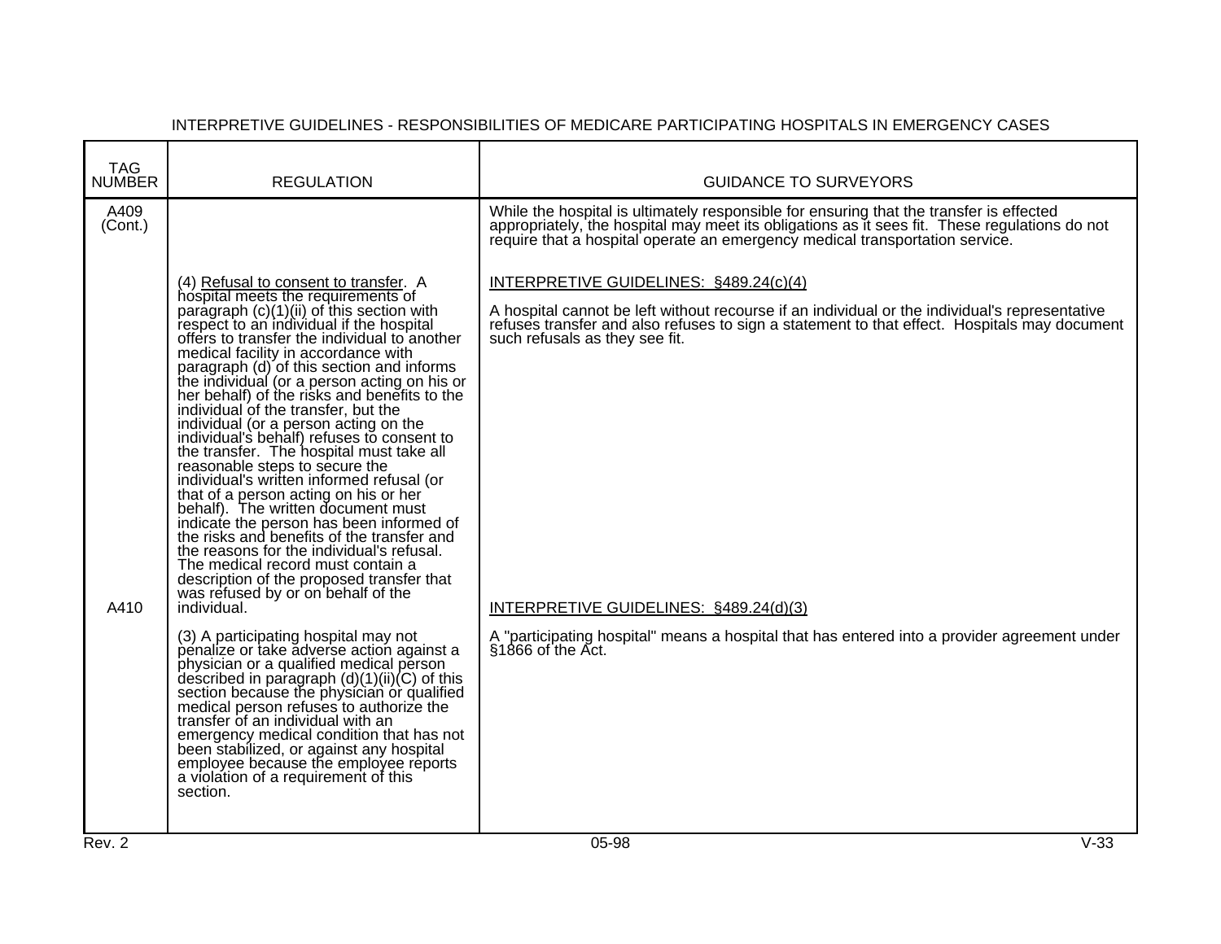INTERPRETIVE GUIDELINES - RESPONSIBILITIES OF MEDICARE PARTICIPATING HOSPITALS IN EMERGENCY CASES

| TAG NUMBER | REGULATION | GUIDANCE TO SURVEYORS |
|---|---|---|
| A409 (Cont.) | | While the hospital is ultimately responsible for ensuring that the transfer is effected appropriately, the hospital may meet its obligations as it sees fit. These regulations do not require that a hospital operate an emergency medical transportation service. |
| | (4) Refusal to consent to transfer. A hospital meets the requirements of paragraph (c)(1)(ii) of this section with respect to an individual if the hospital offers to transfer the individual to another medical facility in accordance with paragraph (d) of this section and informs the individual (or a person acting on his or her behalf) of the risks and benefits to the individual of the transfer, but the individual (or a person acting on the individual's behalf) refuses to consent to the transfer. The hospital must take all reasonable steps to secure the individual's written informed refusal (or that of a person acting on his or her behalf). The written document must indicate the person has been informed of the risks and benefits of the transfer and the reasons for the individual's refusal. The medical record must contain a description of the proposed transfer that was refused by or on behalf of the individual. | INTERPRETIVE GUIDELINES: §489.24(c)(4)<br><br>A hospital cannot be left without recourse if an individual or the individual's representative refuses transfer and also refuses to sign a statement to that effect. Hospitals may document such refusals as they see fit. |
| A410 | (3) A participating hospital may not penalize or take adverse action against a physician or a qualified medical person described in paragraph (d)(1)(ii)(C) of this section because the physician or qualified medical person refuses to authorize the transfer of an individual with an emergency medical condition that has not been stabilized, or against any hospital employee because the employee reports a violation of a requirement of this section. | INTERPRETIVE GUIDELINES: §489.24(d)(3)<br><br>A "participating hospital" means a hospital that has entered into a provider agreement under §1866 of the Act. |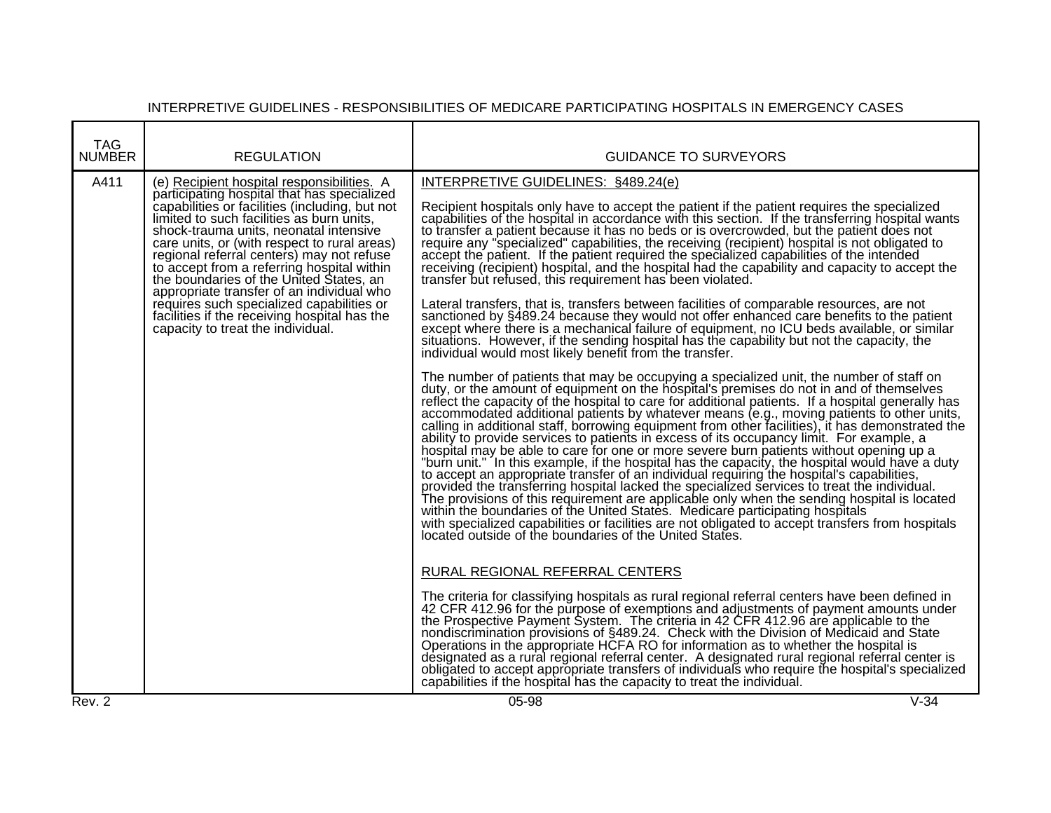INTERPRETIVE GUIDELINES - RESPONSIBILITIES OF MEDICARE PARTICIPATING HOSPITALS IN EMERGENCY CASES

| TAG NUMBER | REGULATION | GUIDANCE TO SURVEYORS |
|---|---|---|
| A411 | (e) Recipient hospital responsibilities. A participating hospital that has specialized capabilities or facilities (including, but not limited to such facilities as burn units, shock-trauma units, neonatal intensive care units, or (with respect to rural areas) regional referral centers) may not refuse to accept from a referring hospital within the boundaries of the United States, an appropriate transfer of an individual who requires such specialized capabilities or facilities if the receiving hospital has the capacity to treat the individual. | INTERPRETIVE GUIDELINES: §489.24(e)<br><br>Recipient hospitals only have to accept the patient if the patient requires the specialized capabilities of the hospital in accordance with this section. If the transferring hospital wants to transfer a patient because it has no beds or is overcrowded, but the patient does not require any "specialized" capabilities, the receiving (recipient) hospital is not obligated to accept the patient. If the patient required the specialized capabilities of the intended receiving (recipient) hospital, and the hospital had the capability and capacity to accept the transfer but refused, this requirement has been violated.<br><br>Lateral transfers, that is, transfers between facilities of comparable resources, are not sanctioned by §489.24 because they would not offer enhanced care benefits to the patient except where there is a mechanical failure of equipment, no ICU beds available, or similar situations. However, if the sending hospital has the capability but not the capacity, the individual would most likely benefit from the transfer.<br><br>The number of patients that may be occupying a specialized unit, the number of staff on duty, or the amount of equipment on the hospital's premises do not in and of themselves reflect the capacity of the hospital to care for additional patients. If a hospital generally has accommodated additional patients by whatever means (e.g., moving patients to other units, calling in additional staff, borrowing equipment from other facilities), it has demonstrated the ability to provide services to patients in excess of its occupancy limit. For example, a hospital may be able to care for one or more severe burn patients without opening up a "burn unit." In this example, if the hospital has the capacity, the hospital would have a duty to accept an appropriate transfer of an individual requiring the hospital's capabilities, provided the transferring hospital lacked the specialized services to treat the individual. The provisions of this requirement are applicable only when the sending hospital is located within the boundaries of the United States. Medicare participating hospitals with specialized capabilities or facilities are not obligated to accept transfers from hospitals located outside of the boundaries of the United States.<br><br>RURAL REGIONAL REFERRAL CENTERS<br><br>The criteria for classifying hospitals as rural regional referral centers have been defined in 42 CFR 412.96 for the purpose of exemptions and adjustments of payment amounts under the Prospective Payment System. The criteria in 42 CFR 412.96 are applicable to the nondiscrimination provisions of §489.24. Check with the Division of Medicaid and State Operations in the appropriate HCFA RO for information as to whether the hospital is designated as a rural regional referral center. A designated rural regional referral center is obligated to accept appropriate transfers of individuals who require the hospital's specialized capabilities if the hospital has the capacity to treat the individual. |